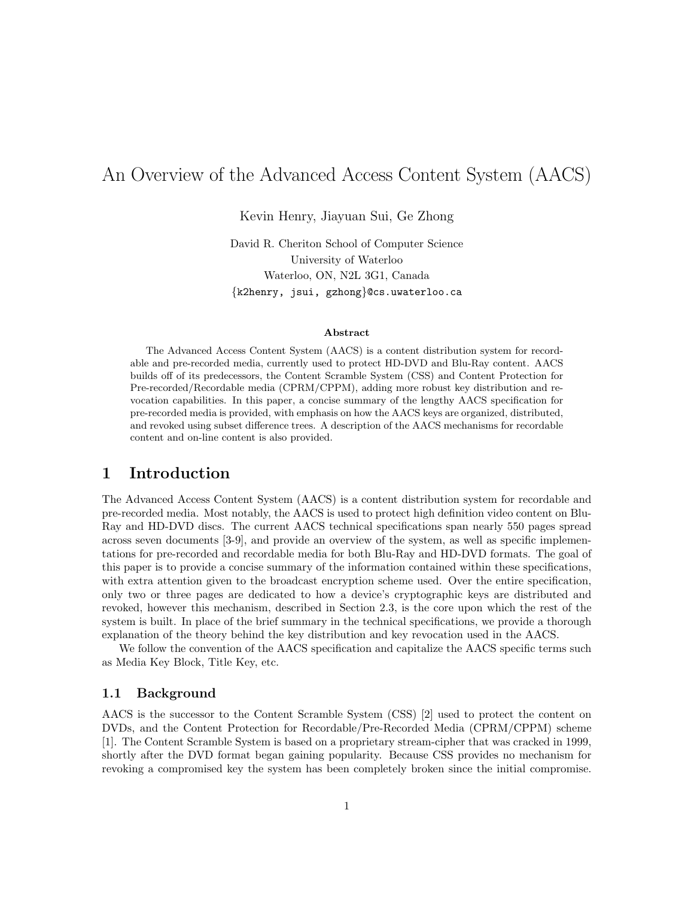# An Overview of the Advanced Access Content System (AACS)

Kevin Henry, Jiayuan Sui, Ge Zhong

David R. Cheriton School of Computer Science
University of Waterloo
Waterloo, ON, N2L 3G1, Canada
{k2henry, jsui, gzhong}@cs.uwaterloo.ca

**Abstract**

The Advanced Access Content System (AACS) is a content distribution system for recordable and pre-recorded media, currently used to protect HD-DVD and Blu-Ray content. AACS builds off of its predecessors, the Content Scramble System (CSS) and Content Protection for Pre-recorded/Recordable media (CPRM/CPPM), adding more robust key distribution and revocation capabilities. In this paper, a concise summary of the lengthy AACS specification for pre-recorded media is provided, with emphasis on how the AACS keys are organized, distributed, and revoked using subset difference trees. A description of the AACS mechanisms for recordable content and on-line content is also provided.

## 1 Introduction

The Advanced Access Content System (AACS) is a content distribution system for recordable and pre-recorded media. Most notably, the AACS is used to protect high definition video content on Blu-Ray and HD-DVD discs. The current AACS technical specifications span nearly 550 pages spread across seven documents [3-9], and provide an overview of the system, as well as specific implementations for pre-recorded and recordable media for both Blu-Ray and HD-DVD formats. The goal of this paper is to provide a concise summary of the information contained within these specifications, with extra attention given to the broadcast encryption scheme used. Over the entire specification, only two or three pages are dedicated to how a device's cryptographic keys are distributed and revoked, however this mechanism, described in Section 2.3, is the core upon which the rest of the system is built. In place of the brief summary in the technical specifications, we provide a thorough explanation of the theory behind the key distribution and key revocation used in the AACS.

We follow the convention of the AACS specification and capitalize the AACS specific terms such as Media Key Block, Title Key, etc.

### 1.1 Background

AACS is the successor to the Content Scramble System (CSS) [2] used to protect the content on DVDs, and the Content Protection for Recordable/Pre-Recorded Media (CPRM/CPPM) scheme [1]. The Content Scramble System is based on a proprietary stream-cipher that was cracked in 1999, shortly after the DVD format began gaining popularity. Because CSS provides no mechanism for revoking a compromised key the system has been completely broken since the initial compromise.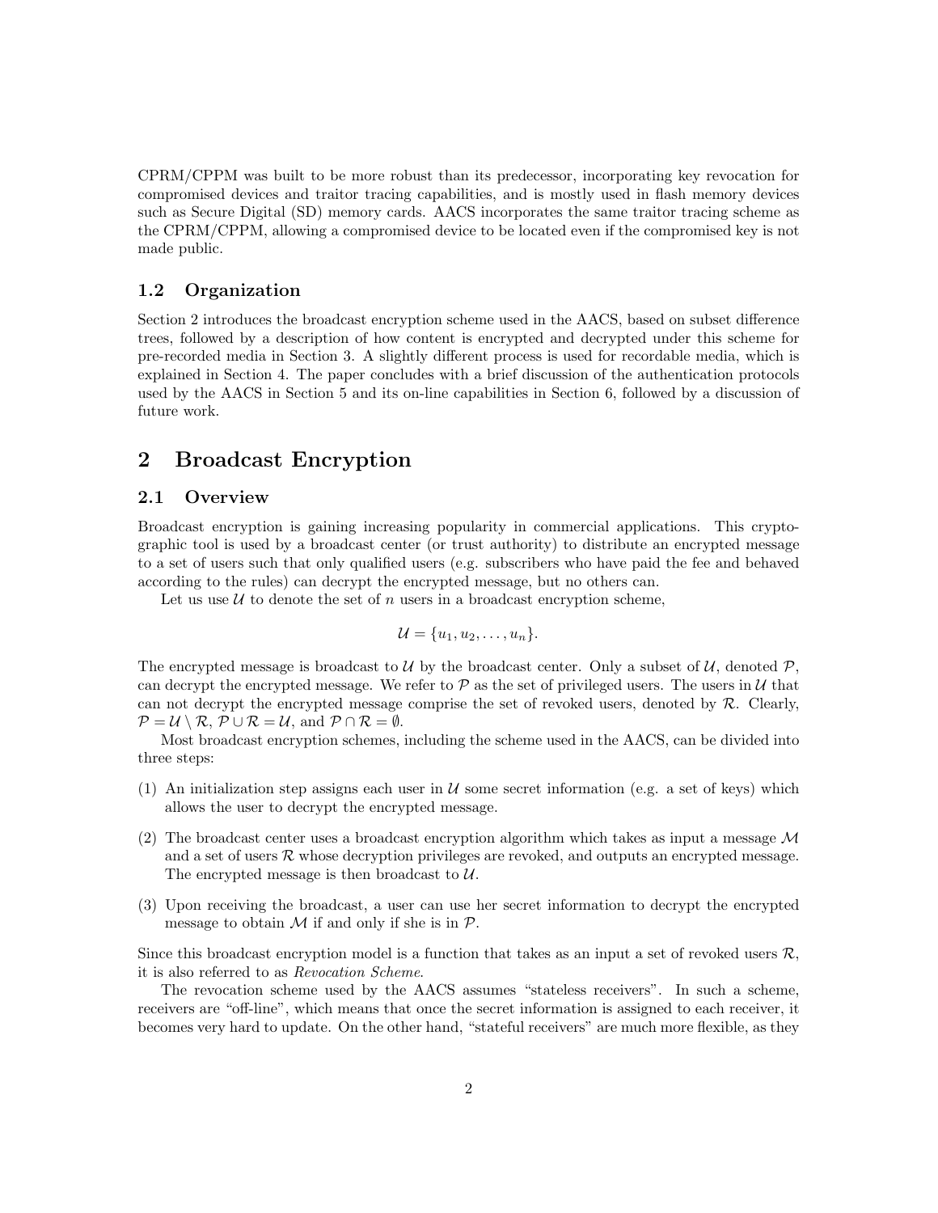CPRM/CPPM was built to be more robust than its predecessor, incorporating key revocation for compromised devices and traitor tracing capabilities, and is mostly used in flash memory devices such as Secure Digital (SD) memory cards. AACS incorporates the same traitor tracing scheme as the CPRM/CPPM, allowing a compromised device to be located even if the compromised key is not made public.

### 1.2 Organization

Section 2 introduces the broadcast encryption scheme used in the AACS, based on subset difference trees, followed by a description of how content is encrypted and decrypted under this scheme for pre-recorded media in Section 3. A slightly different process is used for recordable media, which is explained in Section 4. The paper concludes with a brief discussion of the authentication protocols used by the AACS in Section 5 and its on-line capabilities in Section 6, followed by a discussion of future work.

## 2 Broadcast Encryption

### 2.1 Overview

Broadcast encryption is gaining increasing popularity in commercial applications. This cryptographic tool is used by a broadcast center (or trust authority) to distribute an encrypted message to a set of users such that only qualified users (e.g. subscribers who have paid the fee and behaved according to the rules) can decrypt the encrypted message, but no others can.

Let us use $\mathcal{U}$ to denote the set of $n$ users in a broadcast encryption scheme,

$$\mathcal{U} = \{u_1, u_2, \ldots, u_n\}.$$

The encrypted message is broadcast to $\mathcal{U}$ by the broadcast center. Only a subset of $\mathcal{U}$, denoted $\mathcal{P}$, can decrypt the encrypted message. We refer to $\mathcal{P}$ as the set of privileged users. The users in $\mathcal{U}$ that can not decrypt the encrypted message comprise the set of revoked users, denoted by $\mathcal{R}$. Clearly, $\mathcal{P} = \mathcal{U} \setminus \mathcal{R}$, $\mathcal{P} \cup \mathcal{R} = \mathcal{U}$, and $\mathcal{P} \cap \mathcal{R} = \emptyset$.

Most broadcast encryption schemes, including the scheme used in the AACS, can be divided into three steps:

(1) An initialization step assigns each user in $\mathcal{U}$ some secret information (e.g. a set of keys) which allows the user to decrypt the encrypted message.

(2) The broadcast center uses a broadcast encryption algorithm which takes as input a message $\mathcal{M}$ and a set of users $\mathcal{R}$ whose decryption privileges are revoked, and outputs an encrypted message. The encrypted message is then broadcast to $\mathcal{U}$.

(3) Upon receiving the broadcast, a user can use her secret information to decrypt the encrypted message to obtain $\mathcal{M}$ if and only if she is in $\mathcal{P}$.

Since this broadcast encryption model is a function that takes as an input a set of revoked users $\mathcal{R}$, it is also referred to as *Revocation Scheme*.

The revocation scheme used by the AACS assumes "stateless receivers". In such a scheme, receivers are "off-line", which means that once the secret information is assigned to each receiver, it becomes very hard to update. On the other hand, "stateful receivers" are much more flexible, as they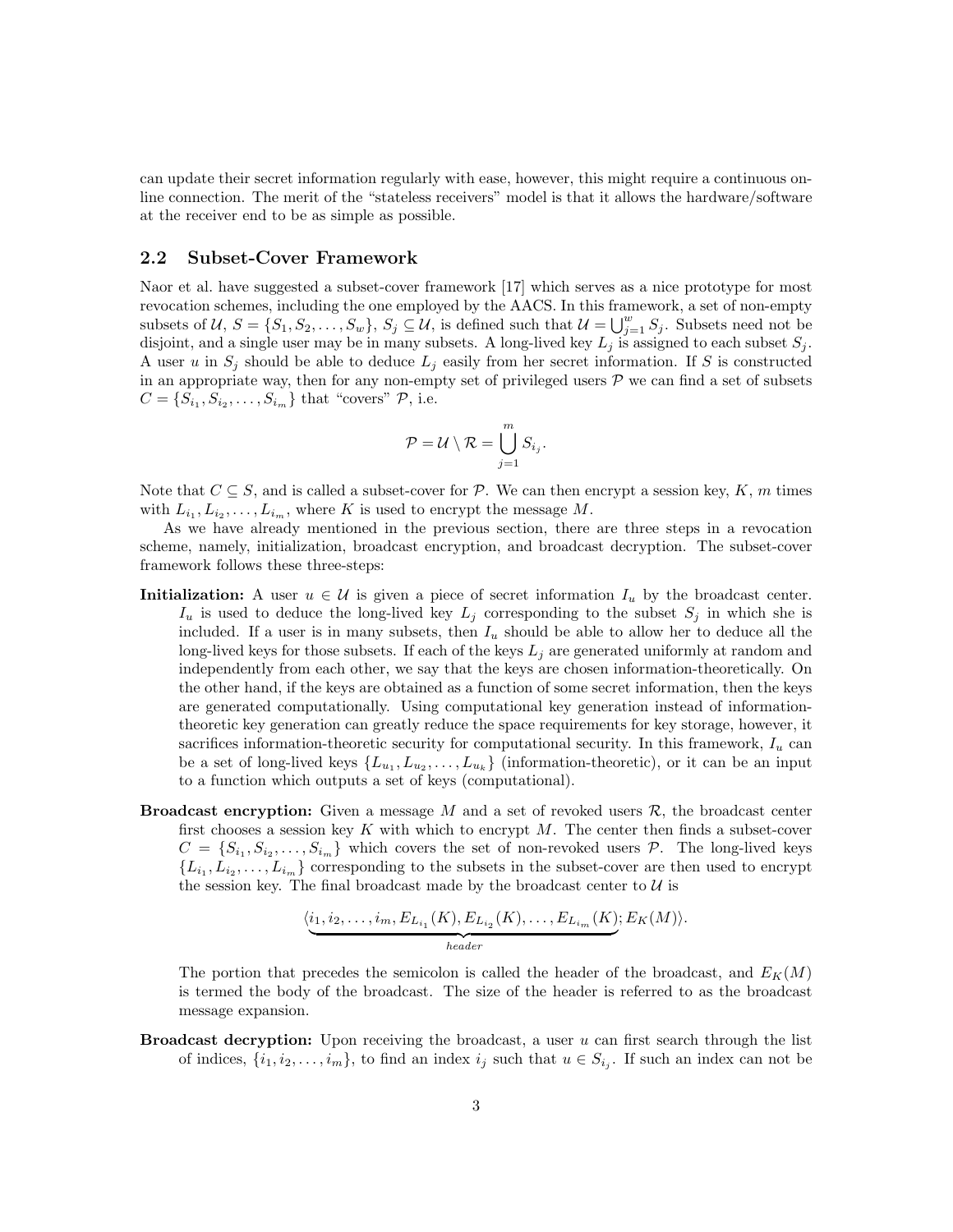can update their secret information regularly with ease, however, this might require a continuous on-line connection. The merit of the "stateless receivers" model is that it allows the hardware/software at the receiver end to be as simple as possible.

### 2.2 Subset-Cover Framework

Naor et al. have suggested a subset-cover framework [17] which serves as a nice prototype for most revocation schemes, including the one employed by the AACS. In this framework, a set of non-empty subsets of $\mathcal{U}$, $S = \{S_1, S_2, \ldots, S_w\}$, $S_j \subseteq \mathcal{U}$, is defined such that $\mathcal{U} = \bigcup_{j=1}^{w} S_j$. Subsets need not be disjoint, and a single user may be in many subsets. A long-lived key $L_j$ is assigned to each subset $S_j$. A user $u$ in $S_j$ should be able to deduce $L_j$ easily from her secret information. If $S$ is constructed in an appropriate way, then for any non-empty set of privileged users $\mathcal{P}$ we can find a set of subsets $C = \{S_{i_1}, S_{i_2}, \ldots, S_{i_m}\}$ that "covers" $\mathcal{P}$, i.e.

$$\mathcal{P} = \mathcal{U} \setminus \mathcal{R} = \bigcup_{j=1}^{m} S_{i_j}.$$

Note that $C \subseteq S$, and is called a subset-cover for $\mathcal{P}$. We can then encrypt a session key, $K$, $m$ times with $L_{i_1}, L_{i_2}, \ldots, L_{i_m}$, where $K$ is used to encrypt the message $M$.

As we have already mentioned in the previous section, there are three steps in a revocation scheme, namely, initialization, broadcast encryption, and broadcast decryption. The subset-cover framework follows these three-steps:

**Initialization:** A user $u \in \mathcal{U}$ is given a piece of secret information $I_u$ by the broadcast center. $I_u$ is used to deduce the long-lived key $L_j$ corresponding to the subset $S_j$ in which she is included. If a user is in many subsets, then $I_u$ should be able to allow her to deduce all the long-lived keys for those subsets. If each of the keys $L_j$ are generated uniformly at random and independently from each other, we say that the keys are chosen information-theoretically. On the other hand, if the keys are obtained as a function of some secret information, then the keys are generated computationally. Using computational key generation instead of information-theoretic key generation can greatly reduce the space requirements for key storage, however, it sacrifices information-theoretic security for computational security. In this framework, $I_u$ can be a set of long-lived keys $\{L_{u_1}, L_{u_2}, \ldots, L_{u_k}\}$ (information-theoretic), or it can be an input to a function which outputs a set of keys (computational).

**Broadcast encryption:** Given a message $M$ and a set of revoked users $\mathcal{R}$, the broadcast center first chooses a session key $K$ with which to encrypt $M$. The center then finds a subset-cover $C = \{S_{i_1}, S_{i_2}, \ldots, S_{i_m}\}$ which covers the set of non-revoked users $\mathcal{P}$. The long-lived keys $\{L_{i_1}, L_{i_2}, \ldots, L_{i_m}\}$ corresponding to the subsets in the subset-cover are then used to encrypt the session key. The final broadcast made by the broadcast center to $\mathcal{U}$ is

$$\langle \underbrace{i_1, i_2, \ldots, i_m, E_{L_{i_1}}(K), E_{L_{i_2}}(K), \ldots, E_{L_{i_m}}(K)}_{header}; E_K(M) \rangle.$$

The portion that precedes the semicolon is called the header of the broadcast, and $E_K(M)$ is termed the body of the broadcast. The size of the header is referred to as the broadcast message expansion.

**Broadcast decryption:** Upon receiving the broadcast, a user $u$ can first search through the list of indices, $\{i_1, i_2, \ldots, i_m\}$, to find an index $i_j$ such that $u \in S_{i_j}$. If such an index can not be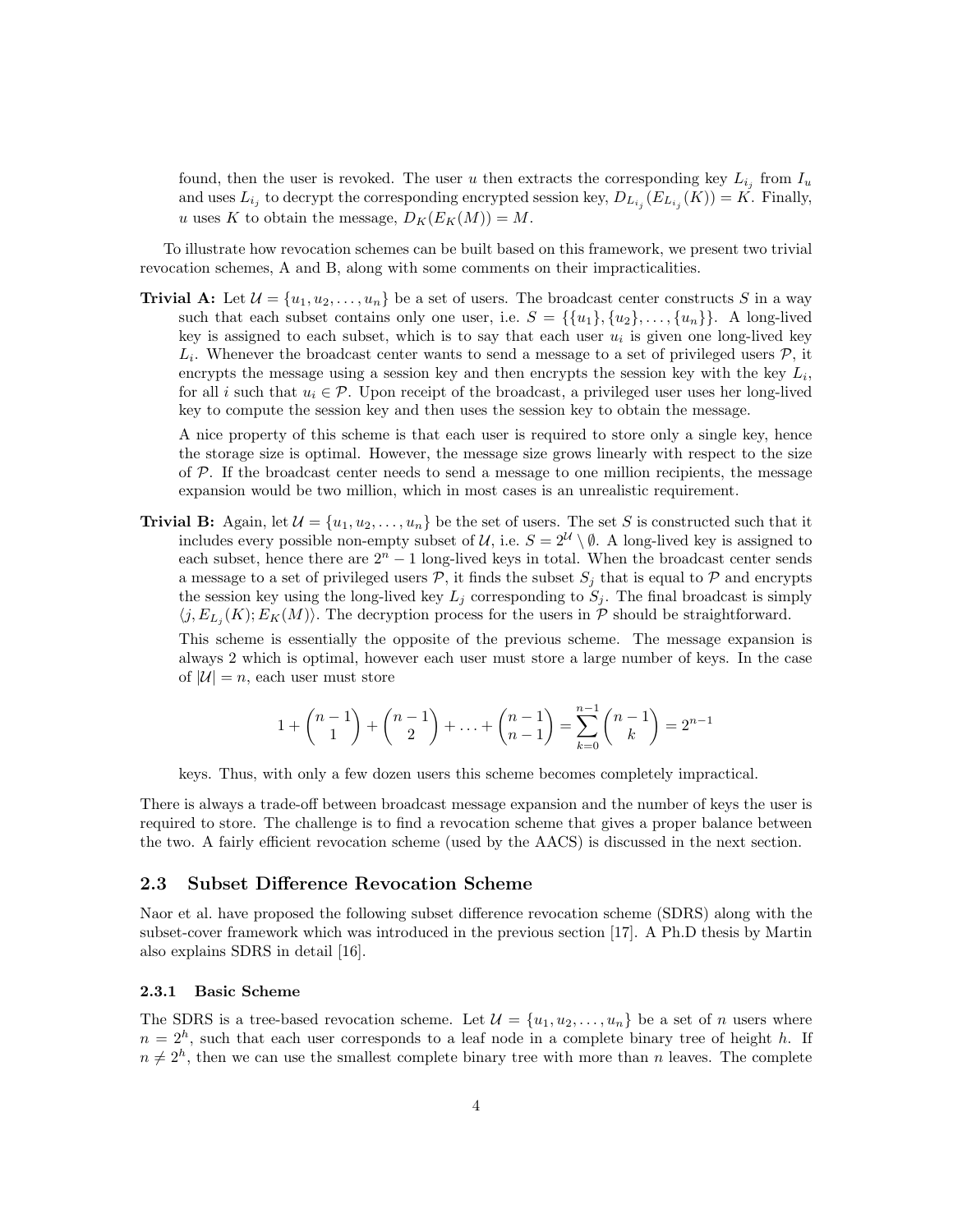found, then the user is revoked. The user $u$ then extracts the corresponding key $L_{i_j}$ from $I_u$ and uses $L_{i_j}$ to decrypt the corresponding encrypted session key, $D_{L_{i_j}}(E_{L_{i_j}}(K)) = K$. Finally, $u$ uses $K$ to obtain the message, $D_K(E_K(M)) = M$.

To illustrate how revocation schemes can be built based on this framework, we present two trivial revocation schemes, A and B, along with some comments on their impracticalities.

**Trivial A:** Let $\mathcal{U} = \{u_1, u_2, \ldots, u_n\}$ be a set of users. The broadcast center constructs $S$ in a way such that each subset contains only one user, i.e. $S = \{\{u_1\}, \{u_2\}, \ldots, \{u_n\}\}$. A long-lived key is assigned to each subset, which is to say that each user $u_i$ is given one long-lived key $L_i$. Whenever the broadcast center wants to send a message to a set of privileged users $\mathcal{P}$, it encrypts the message using a session key and then encrypts the session key with the key $L_i$, for all $i$ such that $u_i \in \mathcal{P}$. Upon receipt of the broadcast, a privileged user uses her long-lived key to compute the session key and then uses the session key to obtain the message.

A nice property of this scheme is that each user is required to store only a single key, hence the storage size is optimal. However, the message size grows linearly with respect to the size of $\mathcal{P}$. If the broadcast center needs to send a message to one million recipients, the message expansion would be two million, which in most cases is an unrealistic requirement.

**Trivial B:** Again, let $\mathcal{U} = \{u_1, u_2, \ldots, u_n\}$ be the set of users. The set $S$ is constructed such that it includes every possible non-empty subset of $\mathcal{U}$, i.e. $S = 2^{\mathcal{U}} \setminus \emptyset$. A long-lived key is assigned to each subset, hence there are $2^n - 1$ long-lived keys in total. When the broadcast center sends a message to a set of privileged users $\mathcal{P}$, it finds the subset $S_j$ that is equal to $\mathcal{P}$ and encrypts the session key using the long-lived key $L_j$ corresponding to $S_j$. The final broadcast is simply $\langle j, E_{L_j}(K); E_K(M)\rangle$. The decryption process for the users in $\mathcal{P}$ should be straightforward.

This scheme is essentially the opposite of the previous scheme. The message expansion is always 2 which is optimal, however each user must store a large number of keys. In the case of $|\mathcal{U}| = n$, each user must store

$$1 + \binom{n-1}{1} + \binom{n-1}{2} + \ldots + \binom{n-1}{n-1} = \sum_{k=0}^{n-1} \binom{n-1}{k} = 2^{n-1}$$

keys. Thus, with only a few dozen users this scheme becomes completely impractical.

There is always a trade-off between broadcast message expansion and the number of keys the user is required to store. The challenge is to find a revocation scheme that gives a proper balance between the two. A fairly efficient revocation scheme (used by the AACS) is discussed in the next section.

## 2.3 Subset Difference Revocation Scheme

Naor et al. have proposed the following subset difference revocation scheme (SDRS) along with the subset-cover framework which was introduced in the previous section [17]. A Ph.D thesis by Martin also explains SDRS in detail [16].

### 2.3.1 Basic Scheme

The SDRS is a tree-based revocation scheme. Let $\mathcal{U} = \{u_1, u_2, \ldots, u_n\}$ be a set of $n$ users where $n = 2^h$, such that each user corresponds to a leaf node in a complete binary tree of height $h$. If $n \neq 2^h$, then we can use the smallest complete binary tree with more than $n$ leaves. The complete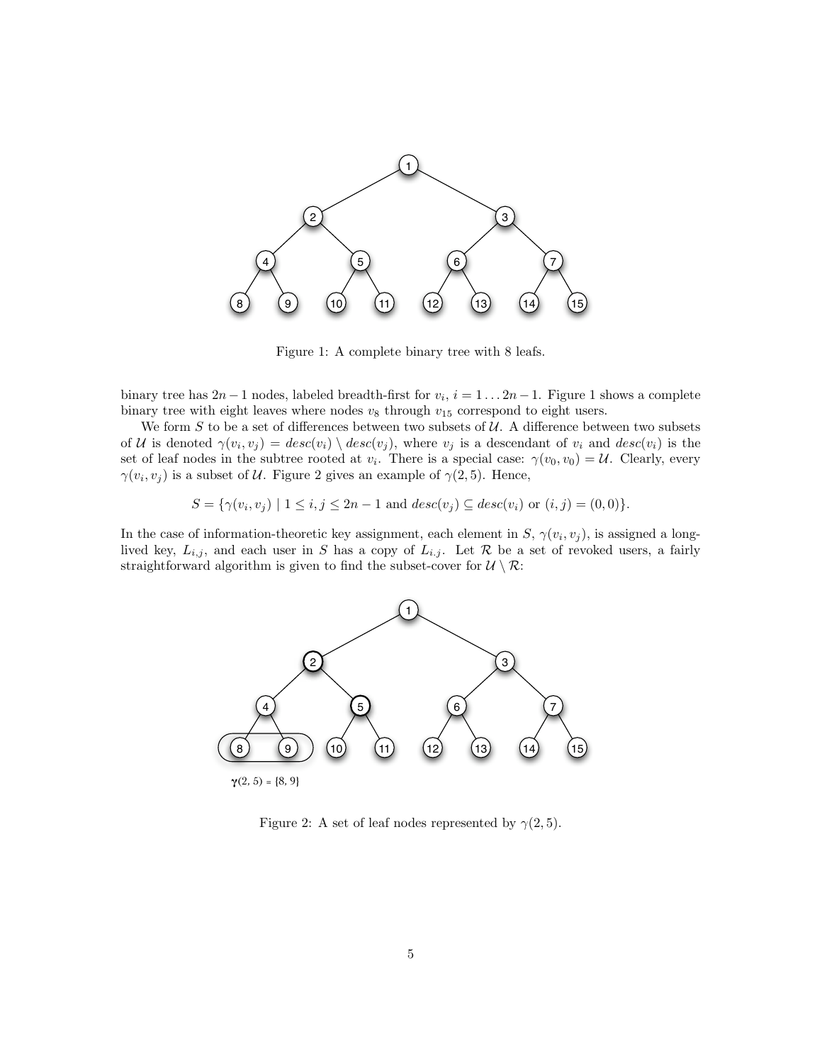Figure 1: A complete binary tree with 8 leafs.

binary tree has $2n-1$ nodes, labeled breadth-first for $v_i$, $i = 1 \ldots 2n-1$. Figure 1 shows a complete binary tree with eight leaves where nodes $v_8$ through $v_{15}$ correspond to eight users.

We form $S$ to be a set of differences between two subsets of $\mathcal{U}$. A difference between two subsets of $\mathcal{U}$ is denoted $\gamma(v_i, v_j) = desc(v_i) \setminus desc(v_j)$, where $v_j$ is a descendant of $v_i$ and $desc(v_i)$ is the set of leaf nodes in the subtree rooted at $v_i$. There is a special case: $\gamma(v_0, v_0) = \mathcal{U}$. Clearly, every $\gamma(v_i, v_j)$ is a subset of $\mathcal{U}$. Figure 2 gives an example of $\gamma(2, 5)$. Hence,

$$S = \{\gamma(v_i, v_j) \mid 1 \leq i, j \leq 2n-1 \text{ and } desc(v_j) \subseteq desc(v_i) \text{ or } (i, j) = (0, 0)\}.$$

In the case of information-theoretic key assignment, each element in $S$, $\gamma(v_i, v_j)$, is assigned a long-lived key, $L_{i,j}$, and each user in $S$ has a copy of $L_{i.j}$. Let $\mathcal{R}$ be a set of revoked users, a fairly straightforward algorithm is given to find the subset-cover for $\mathcal{U} \setminus \mathcal{R}$:

Figure 2: A set of leaf nodes represented by $\gamma(2, 5)$.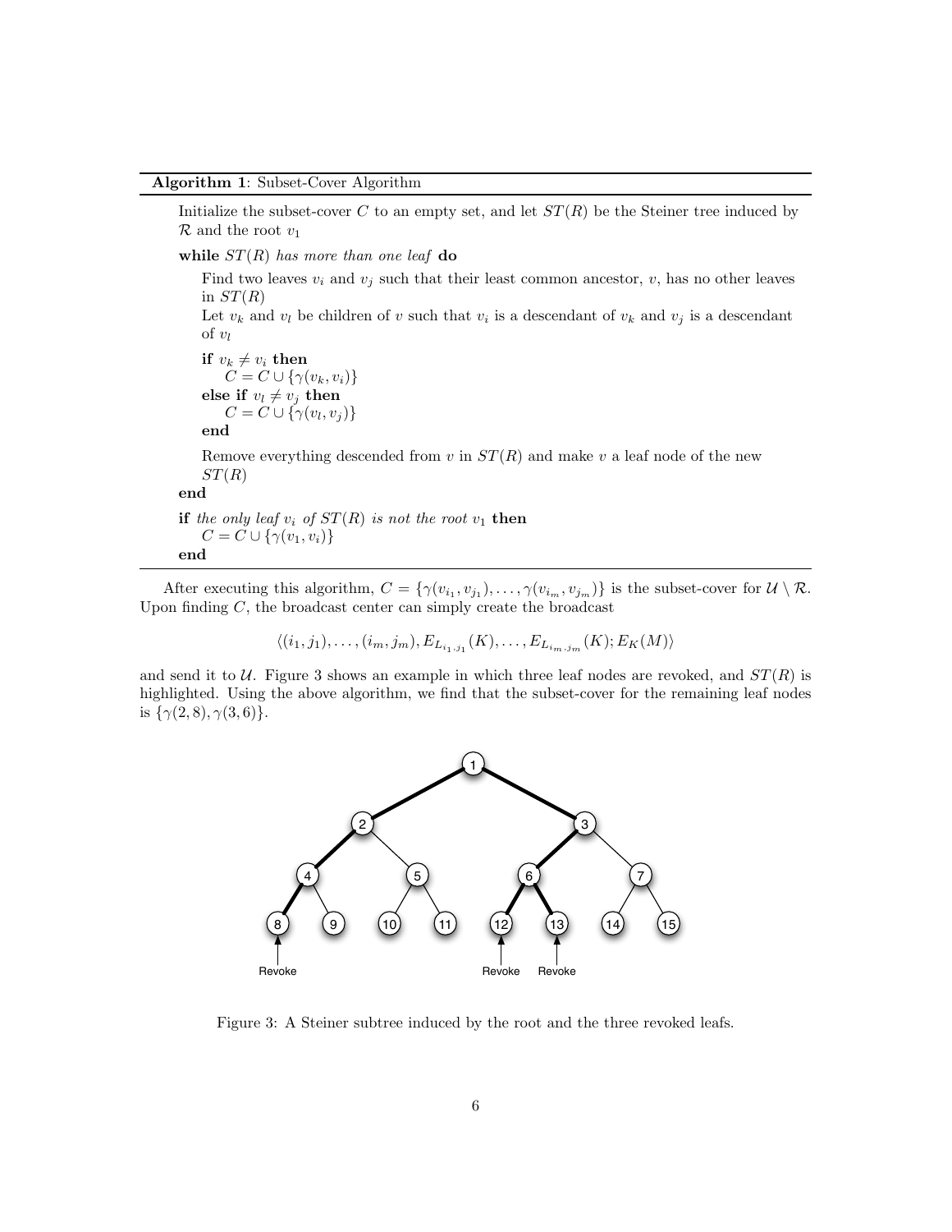**Algorithm 1**: Subset-Cover Algorithm

```
Initialize the subset-cover C to an empty set, and let ST(R) be the Steiner tree induced by
R and the root v_1
while ST(R) has more than one leaf do
    Find two leaves v_i and v_j such that their least common ancestor, v, has no other leaves
    in ST(R)
    Let v_k and v_l be children of v such that v_i is a descendant of v_k and v_j is a descendant
    of v_l
    if v_k ≠ v_i then
        C = C ∪ {γ(v_k, v_i)}
    else if v_l ≠ v_j then
        C = C ∪ {γ(v_l, v_j)}
    end
    Remove everything descended from v in ST(R) and make v a leaf node of the new
    ST(R)
end
if the only leaf v_i of ST(R) is not the root v_1 then
    C = C ∪ {γ(v_1, v_i)}
end
```

After executing this algorithm, $C = \{\gamma(v_{i_1}, v_{j_1}), \ldots, \gamma(v_{i_m}, v_{j_m})\}$ is the subset-cover for $\mathcal{U} \setminus \mathcal{R}$. Upon finding $C$, the broadcast center can simply create the broadcast

$$\langle (i_1, j_1), \ldots, (i_m, j_m), E_{L_{i_1, j_1}}(K), \ldots, E_{L_{i_m, j_m}}(K); E_K(M) \rangle$$

and send it to $\mathcal{U}$. Figure 3 shows an example in which three leaf nodes are revoked, and $ST(R)$ is highlighted. Using the above algorithm, we find that the subset-cover for the remaining leaf nodes is $\{\gamma(2, 8), \gamma(3, 6)\}$.

Figure 3: A Steiner subtree induced by the root and the three revoked leafs.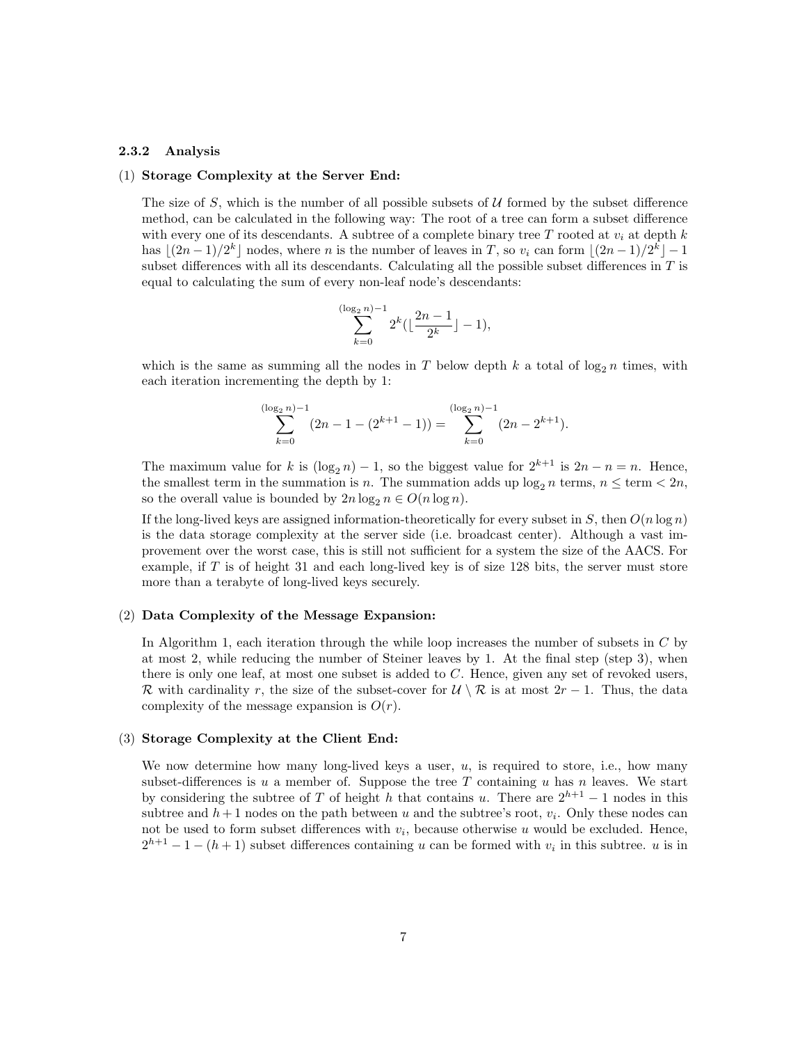### 2.3.2 Analysis

(1) **Storage Complexity at the Server End:**

The size of $S$, which is the number of all possible subsets of $\mathcal{U}$ formed by the subset difference method, can be calculated in the following way: The root of a tree can form a subset difference with every one of its descendants. A subtree of a complete binary tree $T$ rooted at $v_i$ at depth $k$ has $\lfloor (2n-1)/2^k \rfloor$ nodes, where $n$ is the number of leaves in $T$, so $v_i$ can form $\lfloor (2n-1)/2^k \rfloor - 1$ subset differences with all its descendants. Calculating all the possible subset differences in $T$ is equal to calculating the sum of every non-leaf node's descendants:

$$\sum_{k=0}^{(\log_2 n)-1} 2^k (\lfloor \frac{2n-1}{2^k} \rfloor - 1),$$

which is the same as summing all the nodes in $T$ below depth $k$ a total of $\log_2 n$ times, with each iteration incrementing the depth by 1:

$$\sum_{k=0}^{(\log_2 n)-1} (2n - 1 - (2^{k+1} - 1)) = \sum_{k=0}^{(\log_2 n)-1} (2n - 2^{k+1}).$$

The maximum value for $k$ is $(\log_2 n) - 1$, so the biggest value for $2^{k+1}$ is $2n - n = n$. Hence, the smallest term in the summation is $n$. The summation adds up $\log_2 n$ terms, $n \leq \text{term} < 2n$, so the overall value is bounded by $2n \log_2 n \in O(n \log n)$.

If the long-lived keys are assigned information-theoretically for every subset in $S$, then $O(n \log n)$ is the data storage complexity at the server side (i.e. broadcast center). Although a vast improvement over the worst case, this is still not sufficient for a system the size of the AACS. For example, if $T$ is of height 31 and each long-lived key is of size 128 bits, the server must store more than a terabyte of long-lived keys securely.

(2) **Data Complexity of the Message Expansion:**

In Algorithm 1, each iteration through the while loop increases the number of subsets in $C$ by at most 2, while reducing the number of Steiner leaves by 1. At the final step (step 3), when there is only one leaf, at most one subset is added to $C$. Hence, given any set of revoked users, $\mathcal{R}$ with cardinality $r$, the size of the subset-cover for $\mathcal{U} \setminus \mathcal{R}$ is at most $2r - 1$. Thus, the data complexity of the message expansion is $O(r)$.

(3) **Storage Complexity at the Client End:**

We now determine how many long-lived keys a user, $u$, is required to store, i.e., how many subset-differences is $u$ a member of. Suppose the tree $T$ containing $u$ has $n$ leaves. We start by considering the subtree of $T$ of height $h$ that contains $u$. There are $2^{h+1} - 1$ nodes in this subtree and $h+1$ nodes on the path between $u$ and the subtree's root, $v_i$. Only these nodes can not be used to form subset differences with $v_i$, because otherwise $u$ would be excluded. Hence, $2^{h+1} - 1 - (h+1)$ subset differences containing $u$ can be formed with $v_i$ in this subtree. $u$ is in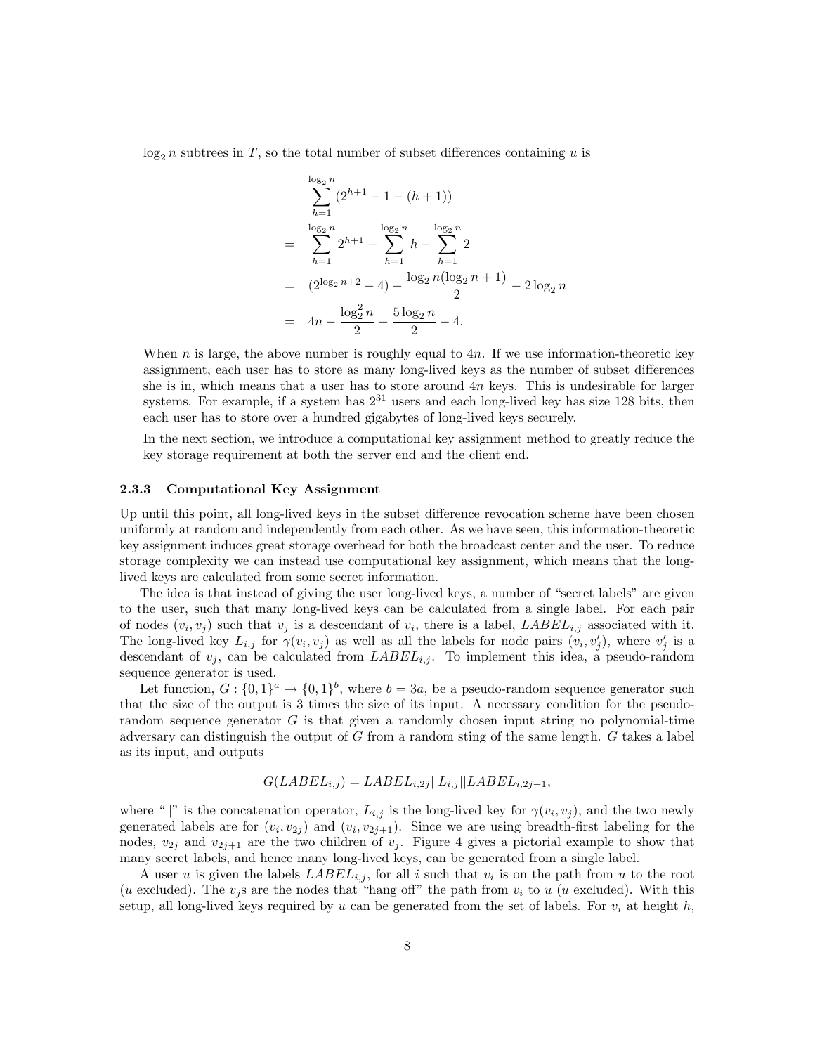$\log_2 n$ subtrees in $T$, so the total number of subset differences containing $u$ is

$$
\begin{aligned}
& \sum_{h=1}^{\log_2 n} (2^{h+1} - 1 - (h+1)) \\
= & \sum_{h=1}^{\log_2 n} 2^{h+1} - \sum_{h=1}^{\log_2 n} h - \sum_{h=1}^{\log_2 n} 2 \\
= & (2^{\log_2 n + 2} - 4) - \frac{\log_2 n(\log_2 n + 1)}{2} - 2\log_2 n \\
= & 4n - \frac{\log_2^2 n}{2} - \frac{5 \log_2 n}{2} - 4.
\end{aligned}
$$

When $n$ is large, the above number is roughly equal to $4n$. If we use information-theoretic key assignment, each user has to store as many long-lived keys as the number of subset differences she is in, which means that a user has to store around $4n$ keys. This is undesirable for larger systems. For example, if a system has $2^{31}$ users and each long-lived key has size 128 bits, then each user has to store over a hundred gigabytes of long-lived keys securely.

In the next section, we introduce a computational key assignment method to greatly reduce the key storage requirement at both the server end and the client end.

### 2.3.3 Computational Key Assignment

Up until this point, all long-lived keys in the subset difference revocation scheme have been chosen uniformly at random and independently from each other. As we have seen, this information-theoretic key assignment induces great storage overhead for both the broadcast center and the user. To reduce storage complexity we can instead use computational key assignment, which means that the long-lived keys are calculated from some secret information.

The idea is that instead of giving the user long-lived keys, a number of "secret labels" are given to the user, such that many long-lived keys can be calculated from a single label. For each pair of nodes $(v_i, v_j)$ such that $v_j$ is a descendant of $v_i$, there is a label, $LABEL_{i,j}$ associated with it. The long-lived key $L_{i,j}$ for $\gamma(v_i, v_j)$ as well as all the labels for node pairs $(v_i, v'_j)$, where $v'_j$ is a descendant of $v_j$, can be calculated from $LABEL_{i,j}$. To implement this idea, a pseudo-random sequence generator is used.

Let function, $G : \{0,1\}^a \rightarrow \{0,1\}^b$, where $b = 3a$, be a pseudo-random sequence generator such that the size of the output is 3 times the size of its input. A necessary condition for the pseudo-random sequence generator $G$ is that given a randomly chosen input string no polynomial-time adversary can distinguish the output of $G$ from a random sting of the same length. $G$ takes a label as its input, and outputs

$$G(LABEL_{i,j}) = LABEL_{i,2j} || L_{i,j} || LABEL_{i,2j+1},$$

where "||" is the concatenation operator, $L_{i,j}$ is the long-lived key for $\gamma(v_i, v_j)$, and the two newly generated labels are for $(v_i, v_{2j})$ and $(v_i, v_{2j+1})$. Since we are using breadth-first labeling for the nodes, $v_{2j}$ and $v_{2j+1}$ are the two children of $v_j$. Figure 4 gives a pictorial example to show that many secret labels, and hence many long-lived keys, can be generated from a single label.

A user $u$ is given the labels $LABEL_{i,j}$, for all $i$ such that $v_i$ is on the path from $u$ to the root ($u$ excluded). The $v_j$s are the nodes that "hang off" the path from $v_i$ to $u$ ($u$ excluded). With this setup, all long-lived keys required by $u$ can be generated from the set of labels. For $v_i$ at height $h$,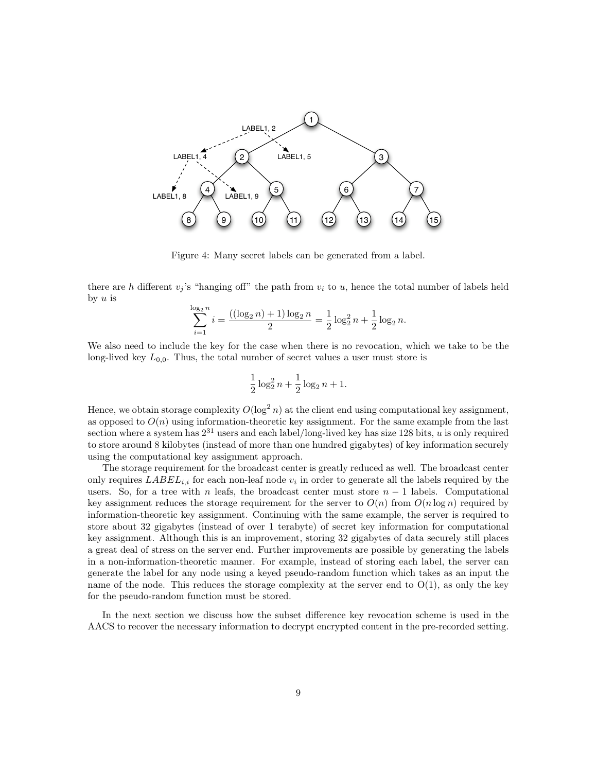Figure 4: Many secret labels can be generated from a label.

there are $h$ different $v_j$'s "hanging off" the path from $v_i$ to $u$, hence the total number of labels held by $u$ is

$$\sum_{i=1}^{\log_2 n} i = \frac{((\log_2 n) + 1) \log_2 n}{2} = \frac{1}{2} \log_2^2 n + \frac{1}{2} \log_2 n.$$

We also need to include the key for the case when there is no revocation, which we take to be the long-lived key $L_{0,0}$. Thus, the total number of secret values a user must store is

$$\frac{1}{2} \log_2^2 n + \frac{1}{2} \log_2 n + 1.$$

Hence, we obtain storage complexity $O(\log^2 n)$ at the client end using computational key assignment, as opposed to $O(n)$ using information-theoretic key assignment. For the same example from the last section where a system has $2^{31}$ users and each label/long-lived key has size 128 bits, $u$ is only required to store around 8 kilobytes (instead of more than one hundred gigabytes) of key information securely using the computational key assignment approach.

The storage requirement for the broadcast center is greatly reduced as well. The broadcast center only requires $LABEL_{i,i}$ for each non-leaf node $v_i$ in order to generate all the labels required by the users. So, for a tree with $n$ leafs, the broadcast center must store $n - 1$ labels. Computational key assignment reduces the storage requirement for the server to $O(n)$ from $O(n \log n)$ required by information-theoretic key assignment. Continuing with the same example, the server is required to store about 32 gigabytes (instead of over 1 terabyte) of secret key information for computational key assignment. Although this is an improvement, storing 32 gigabytes of data securely still places a great deal of stress on the server end. Further improvements are possible by generating the labels in a non-information-theoretic manner. For example, instead of storing each label, the server can generate the label for any node using a keyed pseudo-random function which takes as an input the name of the node. This reduces the storage complexity at the server end to O(1), as only the key for the pseudo-random function must be stored.

In the next section we discuss how the subset difference key revocation scheme is used in the AACS to recover the necessary information to decrypt encrypted content in the pre-recorded setting.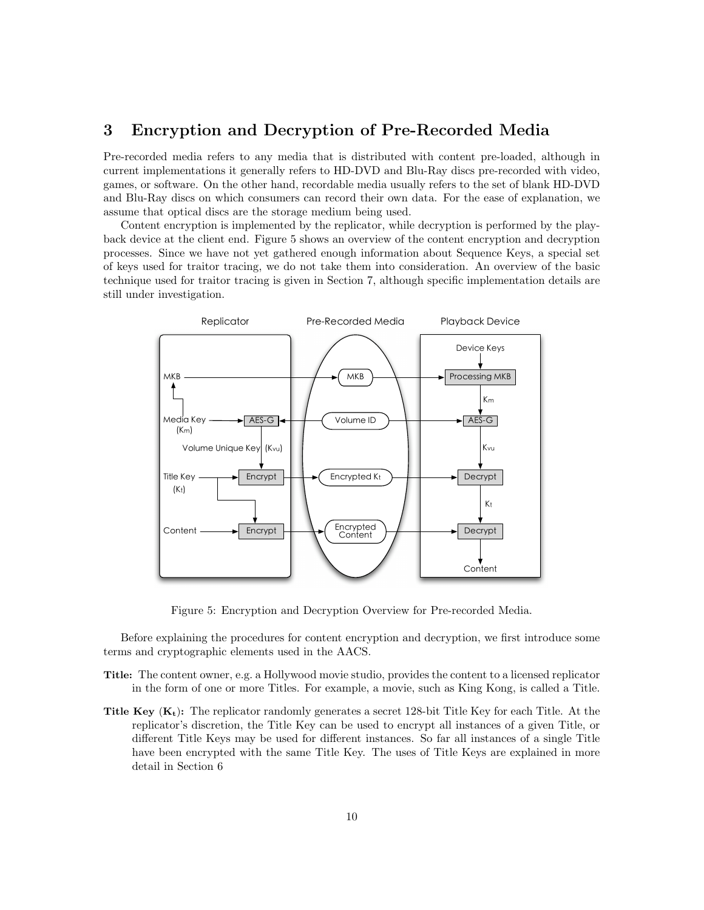## 3 Encryption and Decryption of Pre-Recorded Media

Pre-recorded media refers to any media that is distributed with content pre-loaded, although in current implementations it generally refers to HD-DVD and Blu-Ray discs pre-recorded with video, games, or software. On the other hand, recordable media usually refers to the set of blank HD-DVD and Blu-Ray discs on which consumers can record their own data. For the ease of explanation, we assume that optical discs are the storage medium being used.

Content encryption is implemented by the replicator, while decryption is performed by the playback device at the client end. Figure 5 shows an overview of the content encryption and decryption processes. Since we have not yet gathered enough information about Sequence Keys, a special set of keys used for traitor tracing, we do not take them into consideration. An overview of the basic technique used for traitor tracing is given in Section 7, although specific implementation details are still under investigation.

Figure 5: Encryption and Decryption Overview for Pre-recorded Media.

Before explaining the procedures for content encryption and decryption, we first introduce some terms and cryptographic elements used in the AACS.

**Title:** The content owner, e.g. a Hollywood movie studio, provides the content to a licensed replicator in the form of one or more Titles. For example, a movie, such as King Kong, is called a Title.

**Title Key ($\mathbf{K_t}$):** The replicator randomly generates a secret 128-bit Title Key for each Title. At the replicator's discretion, the Title Key can be used to encrypt all instances of a given Title, or different Title Keys may be used for different instances. So far all instances of a single Title have been encrypted with the same Title Key. The uses of Title Keys are explained in more detail in Section 6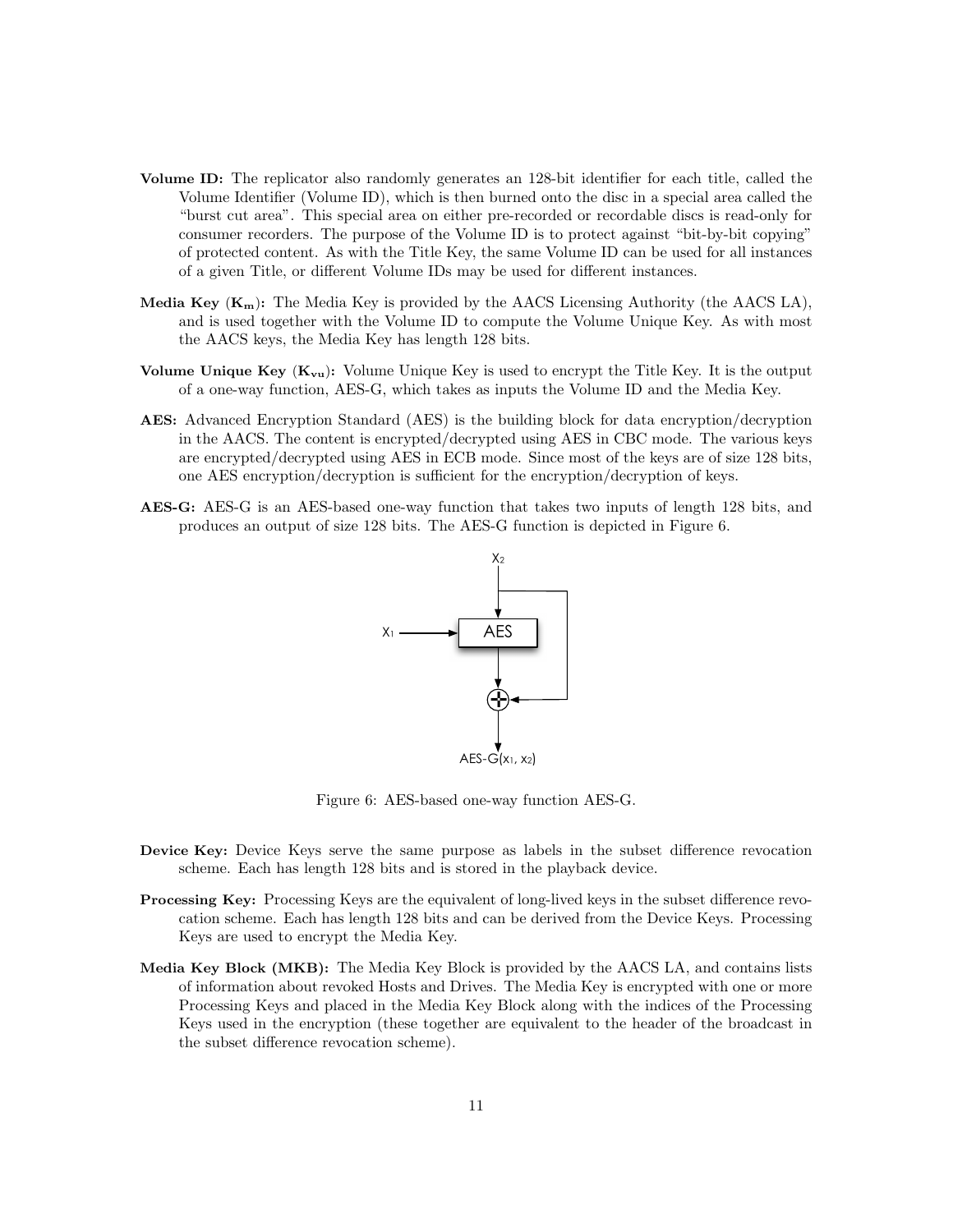**Volume ID:** The replicator also randomly generates an 128-bit identifier for each title, called the Volume Identifier (Volume ID), which is then burned onto the disc in a special area called the "burst cut area". This special area on either pre-recorded or recordable discs is read-only for consumer recorders. The purpose of the Volume ID is to protect against "bit-by-bit copying" of protected content. As with the Title Key, the same Volume ID can be used for all instances of a given Title, or different Volume IDs may be used for different instances.

**Media Key ($\mathbf{K_m}$):** The Media Key is provided by the AACS Licensing Authority (the AACS LA), and is used together with the Volume ID to compute the Volume Unique Key. As with most the AACS keys, the Media Key has length 128 bits.

**Volume Unique Key ($\mathbf{K_{vu}}$):** Volume Unique Key is used to encrypt the Title Key. It is the output of a one-way function, AES-G, which takes as inputs the Volume ID and the Media Key.

**AES:** Advanced Encryption Standard (AES) is the building block for data encryption/decryption in the AACS. The content is encrypted/decrypted using AES in CBC mode. The various keys are encrypted/decrypted using AES in ECB mode. Since most of the keys are of size 128 bits, one AES encryption/decryption is sufficient for the encryption/decryption of keys.

**AES-G:** AES-G is an AES-based one-way function that takes two inputs of length 128 bits, and produces an output of size 128 bits. The AES-G function is depicted in Figure 6.

Figure 6: AES-based one-way function AES-G.

**Device Key:** Device Keys serve the same purpose as labels in the subset difference revocation scheme. Each has length 128 bits and is stored in the playback device.

**Processing Key:** Processing Keys are the equivalent of long-lived keys in the subset difference revocation scheme. Each has length 128 bits and can be derived from the Device Keys. Processing Keys are used to encrypt the Media Key.

**Media Key Block (MKB):** The Media Key Block is provided by the AACS LA, and contains lists of information about revoked Hosts and Drives. The Media Key is encrypted with one or more Processing Keys and placed in the Media Key Block along with the indices of the Processing Keys used in the encryption (these together are equivalent to the header of the broadcast in the subset difference revocation scheme).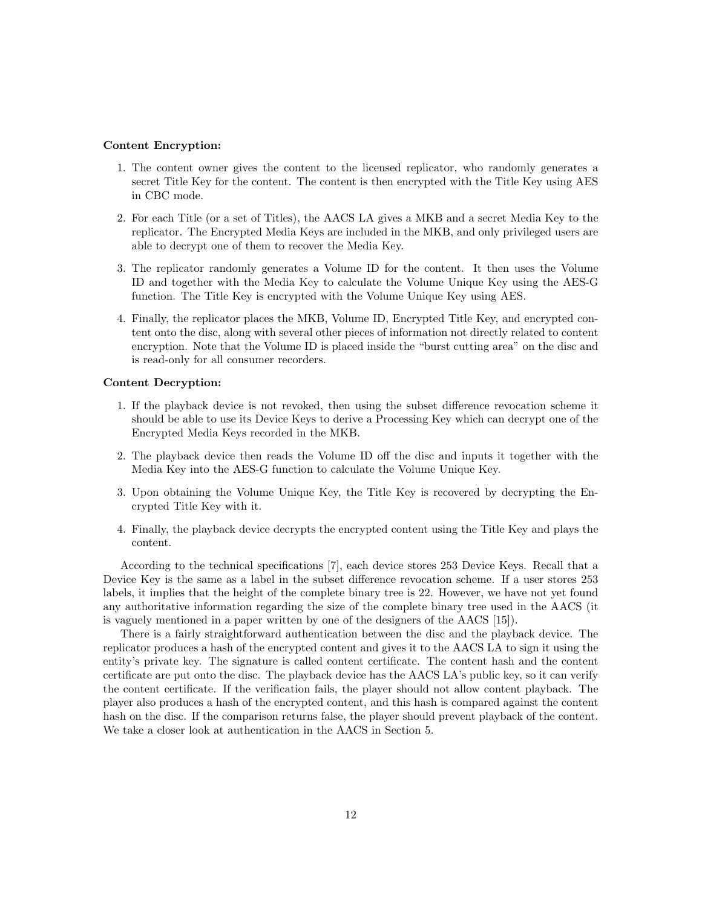**Content Encryption:**

1. The content owner gives the content to the licensed replicator, who randomly generates a secret Title Key for the content. The content is then encrypted with the Title Key using AES in CBC mode.

2. For each Title (or a set of Titles), the AACS LA gives a MKB and a secret Media Key to the replicator. The Encrypted Media Keys are included in the MKB, and only privileged users are able to decrypt one of them to recover the Media Key.

3. The replicator randomly generates a Volume ID for the content. It then uses the Volume ID and together with the Media Key to calculate the Volume Unique Key using the AES-G function. The Title Key is encrypted with the Volume Unique Key using AES.

4. Finally, the replicator places the MKB, Volume ID, Encrypted Title Key, and encrypted content onto the disc, along with several other pieces of information not directly related to content encryption. Note that the Volume ID is placed inside the "burst cutting area" on the disc and is read-only for all consumer recorders.

**Content Decryption:**

1. If the playback device is not revoked, then using the subset difference revocation scheme it should be able to use its Device Keys to derive a Processing Key which can decrypt one of the Encrypted Media Keys recorded in the MKB.

2. The playback device then reads the Volume ID off the disc and inputs it together with the Media Key into the AES-G function to calculate the Volume Unique Key.

3. Upon obtaining the Volume Unique Key, the Title Key is recovered by decrypting the Encrypted Title Key with it.

4. Finally, the playback device decrypts the encrypted content using the Title Key and plays the content.

According to the technical specifications [7], each device stores 253 Device Keys. Recall that a Device Key is the same as a label in the subset difference revocation scheme. If a user stores 253 labels, it implies that the height of the complete binary tree is 22. However, we have not yet found any authoritative information regarding the size of the complete binary tree used in the AACS (it is vaguely mentioned in a paper written by one of the designers of the AACS [15]).

There is a fairly straightforward authentication between the disc and the playback device. The replicator produces a hash of the encrypted content and gives it to the AACS LA to sign it using the entity's private key. The signature is called content certificate. The content hash and the content certificate are put onto the disc. The playback device has the AACS LA's public key, so it can verify the content certificate. If the verification fails, the player should not allow content playback. The player also produces a hash of the encrypted content, and this hash is compared against the content hash on the disc. If the comparison returns false, the player should prevent playback of the content. We take a closer look at authentication in the AACS in Section 5.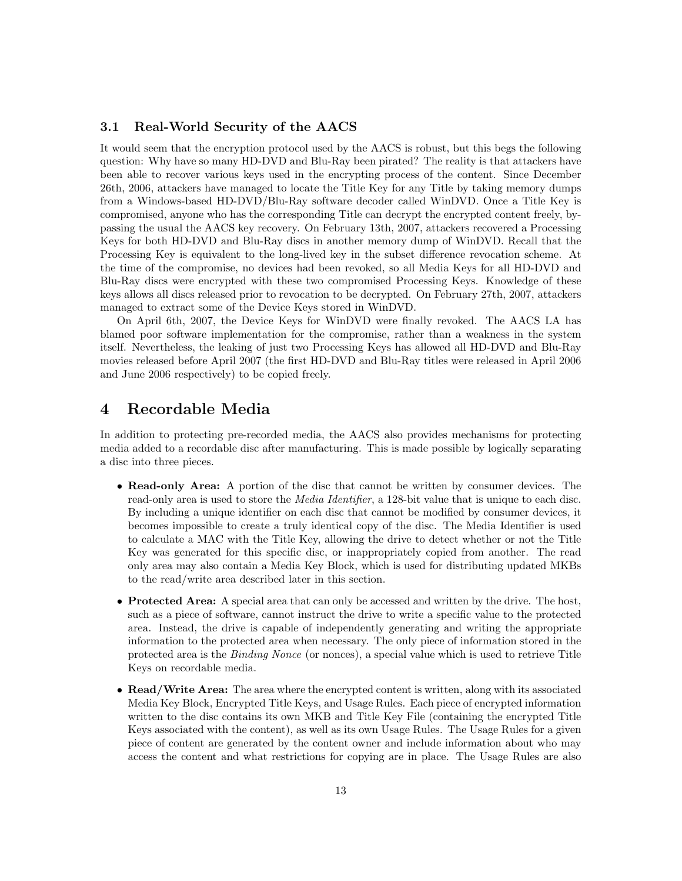### 3.1 Real-World Security of the AACS

It would seem that the encryption protocol used by the AACS is robust, but this begs the following question: Why have so many HD-DVD and Blu-Ray been pirated? The reality is that attackers have been able to recover various keys used in the encrypting process of the content. Since December 26th, 2006, attackers have managed to locate the Title Key for any Title by taking memory dumps from a Windows-based HD-DVD/Blu-Ray software decoder called WinDVD. Once a Title Key is compromised, anyone who has the corresponding Title can decrypt the encrypted content freely, bypassing the usual the AACS key recovery. On February 13th, 2007, attackers recovered a Processing Keys for both HD-DVD and Blu-Ray discs in another memory dump of WinDVD. Recall that the Processing Key is equivalent to the long-lived key in the subset difference revocation scheme. At the time of the compromise, no devices had been revoked, so all Media Keys for all HD-DVD and Blu-Ray discs were encrypted with these two compromised Processing Keys. Knowledge of these keys allows all discs released prior to revocation to be decrypted. On February 27th, 2007, attackers managed to extract some of the Device Keys stored in WinDVD.

On April 6th, 2007, the Device Keys for WinDVD were finally revoked. The AACS LA has blamed poor software implementation for the compromise, rather than a weakness in the system itself. Nevertheless, the leaking of just two Processing Keys has allowed all HD-DVD and Blu-Ray movies released before April 2007 (the first HD-DVD and Blu-Ray titles were released in April 2006 and June 2006 respectively) to be copied freely.

## 4 Recordable Media

In addition to protecting pre-recorded media, the AACS also provides mechanisms for protecting media added to a recordable disc after manufacturing. This is made possible by logically separating a disc into three pieces.

- **Read-only Area:** A portion of the disc that cannot be written by consumer devices. The read-only area is used to store the *Media Identifier*, a 128-bit value that is unique to each disc. By including a unique identifier on each disc that cannot be modified by consumer devices, it becomes impossible to create a truly identical copy of the disc. The Media Identifier is used to calculate a MAC with the Title Key, allowing the drive to detect whether or not the Title Key was generated for this specific disc, or inappropriately copied from another. The read only area may also contain a Media Key Block, which is used for distributing updated MKBs to the read/write area described later in this section.
- **Protected Area:** A special area that can only be accessed and written by the drive. The host, such as a piece of software, cannot instruct the drive to write a specific value to the protected area. Instead, the drive is capable of independently generating and writing the appropriate information to the protected area when necessary. The only piece of information stored in the protected area is the *Binding Nonce* (or nonces), a special value which is used to retrieve Title Keys on recordable media.
- **Read/Write Area:** The area where the encrypted content is written, along with its associated Media Key Block, Encrypted Title Keys, and Usage Rules. Each piece of encrypted information written to the disc contains its own MKB and Title Key File (containing the encrypted Title Keys associated with the content), as well as its own Usage Rules. The Usage Rules for a given piece of content are generated by the content owner and include information about who may access the content and what restrictions for copying are in place. The Usage Rules are also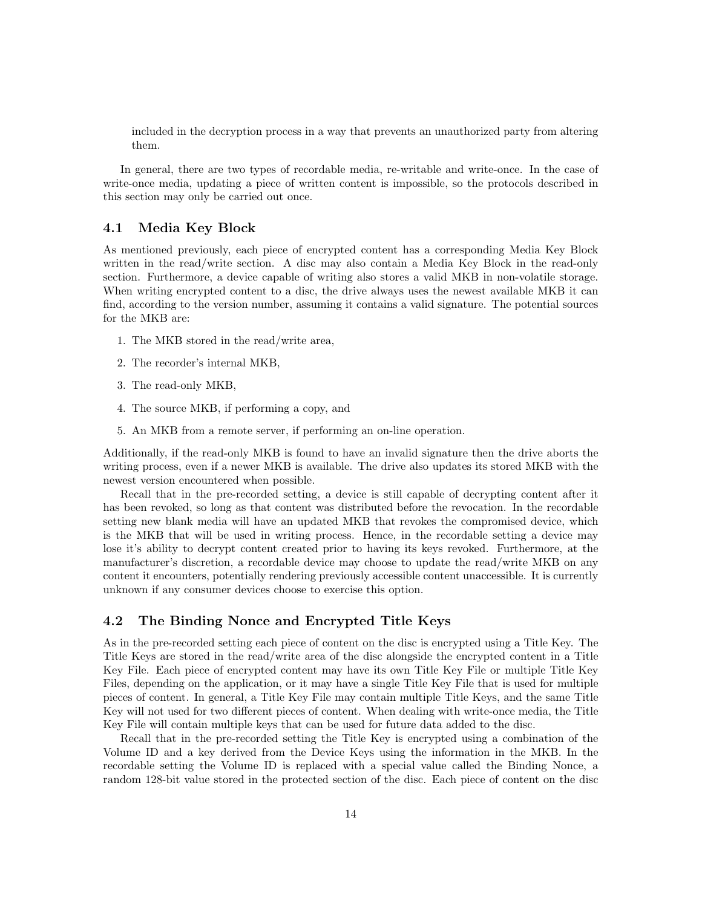included in the decryption process in a way that prevents an unauthorized party from altering them.

In general, there are two types of recordable media, re-writable and write-once. In the case of write-once media, updating a piece of written content is impossible, so the protocols described in this section may only be carried out once.

### 4.1 Media Key Block

As mentioned previously, each piece of encrypted content has a corresponding Media Key Block written in the read/write section. A disc may also contain a Media Key Block in the read-only section. Furthermore, a device capable of writing also stores a valid MKB in non-volatile storage. When writing encrypted content to a disc, the drive always uses the newest available MKB it can find, according to the version number, assuming it contains a valid signature. The potential sources for the MKB are:

1. The MKB stored in the read/write area,
2. The recorder's internal MKB,
3. The read-only MKB,
4. The source MKB, if performing a copy, and
5. An MKB from a remote server, if performing an on-line operation.

Additionally, if the read-only MKB is found to have an invalid signature then the drive aborts the writing process, even if a newer MKB is available. The drive also updates its stored MKB with the newest version encountered when possible.

Recall that in the pre-recorded setting, a device is still capable of decrypting content after it has been revoked, so long as that content was distributed before the revocation. In the recordable setting new blank media will have an updated MKB that revokes the compromised device, which is the MKB that will be used in writing process. Hence, in the recordable setting a device may lose it's ability to decrypt content created prior to having its keys revoked. Furthermore, at the manufacturer's discretion, a recordable device may choose to update the read/write MKB on any content it encounters, potentially rendering previously accessible content unaccessible. It is currently unknown if any consumer devices choose to exercise this option.

### 4.2 The Binding Nonce and Encrypted Title Keys

As in the pre-recorded setting each piece of content on the disc is encrypted using a Title Key. The Title Keys are stored in the read/write area of the disc alongside the encrypted content in a Title Key File. Each piece of encrypted content may have its own Title Key File or multiple Title Key Files, depending on the application, or it may have a single Title Key File that is used for multiple pieces of content. In general, a Title Key File may contain multiple Title Keys, and the same Title Key will not used for two different pieces of content. When dealing with write-once media, the Title Key File will contain multiple keys that can be used for future data added to the disc.

Recall that in the pre-recorded setting the Title Key is encrypted using a combination of the Volume ID and a key derived from the Device Keys using the information in the MKB. In the recordable setting the Volume ID is replaced with a special value called the Binding Nonce, a random 128-bit value stored in the protected section of the disc. Each piece of content on the disc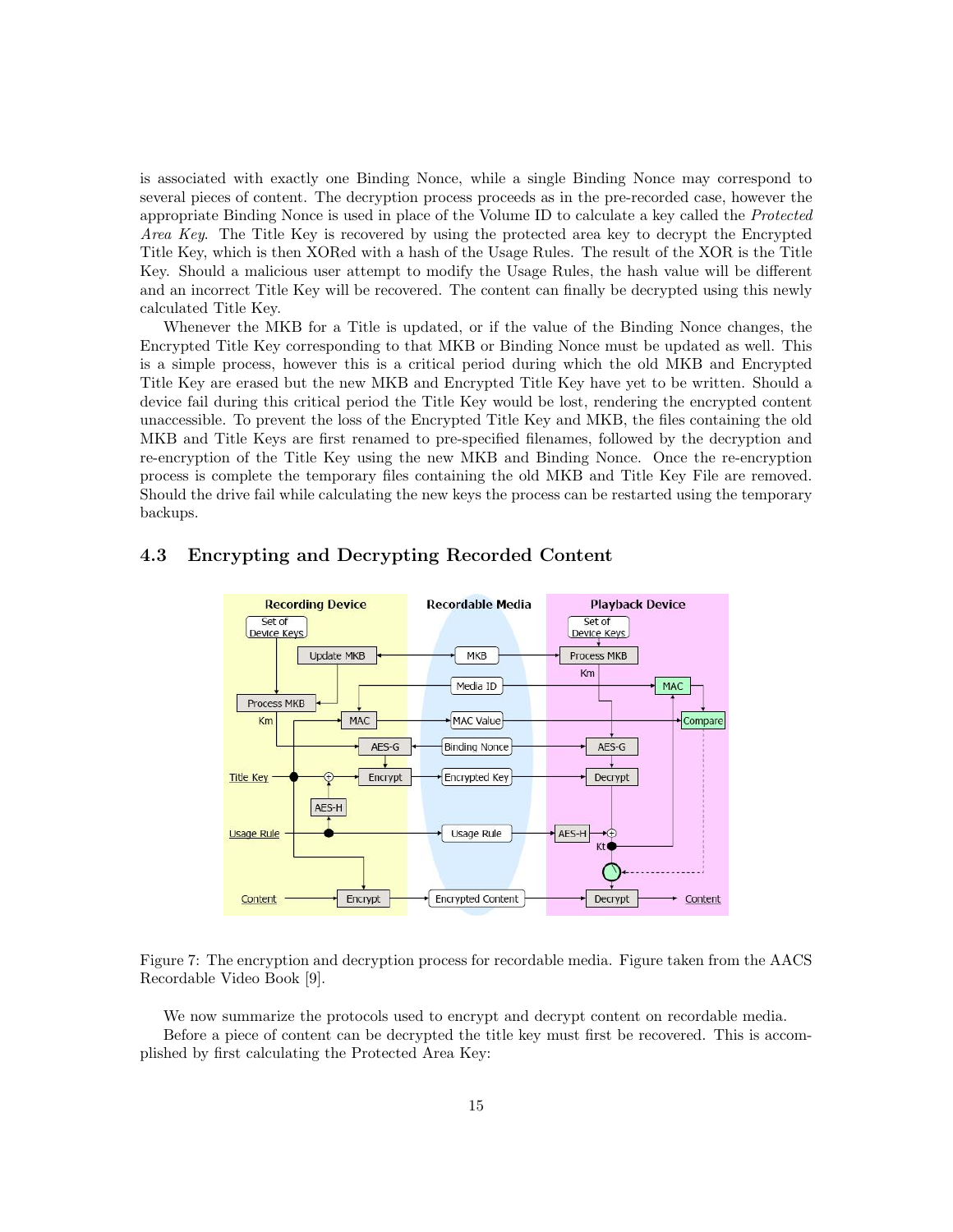is associated with exactly one Binding Nonce, while a single Binding Nonce may correspond to several pieces of content. The decryption process proceeds as in the pre-recorded case, however the appropriate Binding Nonce is used in place of the Volume ID to calculate a key called the *Protected Area Key*. The Title Key is recovered by using the protected area key to decrypt the Encrypted Title Key, which is then XORed with a hash of the Usage Rules. The result of the XOR is the Title Key. Should a malicious user attempt to modify the Usage Rules, the hash value will be different and an incorrect Title Key will be recovered. The content can finally be decrypted using this newly calculated Title Key.

Whenever the MKB for a Title is updated, or if the value of the Binding Nonce changes, the Encrypted Title Key corresponding to that MKB or Binding Nonce must be updated as well. This is a simple process, however this is a critical period during which the old MKB and Encrypted Title Key are erased but the new MKB and Encrypted Title Key have yet to be written. Should a device fail during this critical period the Title Key would be lost, rendering the encrypted content unaccessible. To prevent the loss of the Encrypted Title Key and MKB, the files containing the old MKB and Title Keys are first renamed to pre-specified filenames, followed by the decryption and re-encryption of the Title Key using the new MKB and Binding Nonce. Once the re-encryption process is complete the temporary files containing the old MKB and Title Key File are removed. Should the drive fail while calculating the new keys the process can be restarted using the temporary backups.

## 4.3 Encrypting and Decrypting Recorded Content

Figure 7: The encryption and decryption process for recordable media. Figure taken from the AACS Recordable Video Book [9].

We now summarize the protocols used to encrypt and decrypt content on recordable media.

Before a piece of content can be decrypted the title key must first be recovered. This is accomplished by first calculating the Protected Area Key: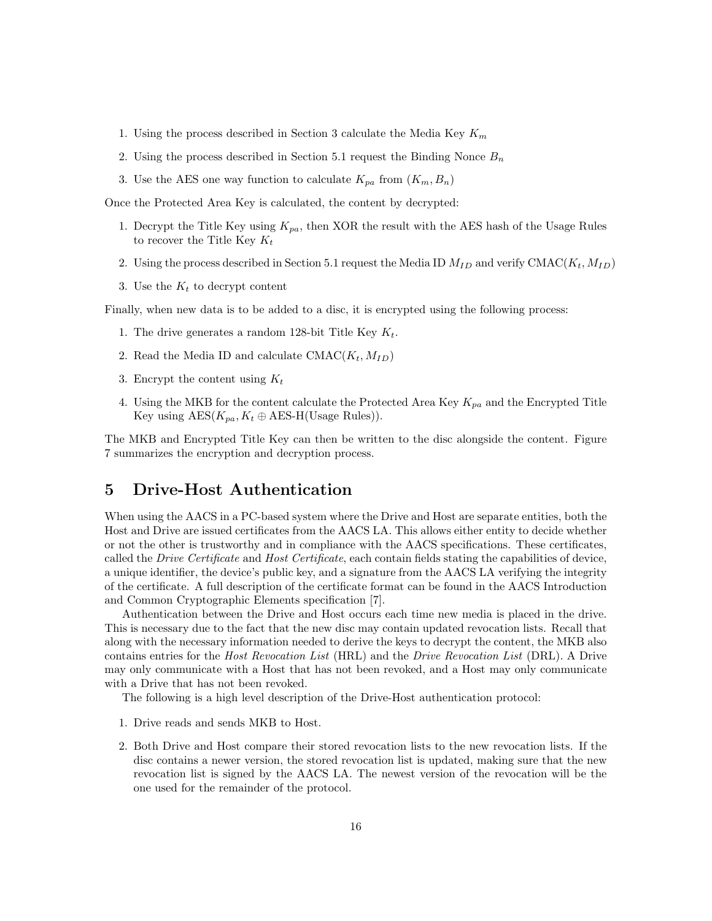1. Using the process described in Section 3 calculate the Media Key $K_m$
2. Using the process described in Section 5.1 request the Binding Nonce $B_n$
3. Use the AES one way function to calculate $K_{pa}$ from $(K_m, B_n)$

Once the Protected Area Key is calculated, the content by decrypted:

1. Decrypt the Title Key using $K_{pa}$, then XOR the result with the AES hash of the Usage Rules to recover the Title Key $K_t$
2. Using the process described in Section 5.1 request the Media ID $M_{ID}$ and verify CMAC$(K_t, M_{ID})$
3. Use the $K_t$ to decrypt content

Finally, when new data is to be added to a disc, it is encrypted using the following process:

1. The drive generates a random 128-bit Title Key $K_t$.
2. Read the Media ID and calculate CMAC$(K_t, M_{ID})$
3. Encrypt the content using $K_t$
4. Using the MKB for the content calculate the Protected Area Key $K_{pa}$ and the Encrypted Title Key using AES$(K_{pa}, K_t \oplus$ AES-H(Usage Rules)).

The MKB and Encrypted Title Key can then be written to the disc alongside the content. Figure 7 summarizes the encryption and decryption process.

# 5 Drive-Host Authentication

When using the AACS in a PC-based system where the Drive and Host are separate entities, both the Host and Drive are issued certificates from the AACS LA. This allows either entity to decide whether or not the other is trustworthy and in compliance with the AACS specifications. These certificates, called the *Drive Certificate* and *Host Certificate*, each contain fields stating the capabilities of device, a unique identifier, the device's public key, and a signature from the AACS LA verifying the integrity of the certificate. A full description of the certificate format can be found in the AACS Introduction and Common Cryptographic Elements specification [7].

Authentication between the Drive and Host occurs each time new media is placed in the drive. This is necessary due to the fact that the new disc may contain updated revocation lists. Recall that along with the necessary information needed to derive the keys to decrypt the content, the MKB also contains entries for the *Host Revocation List* (HRL) and the *Drive Revocation List* (DRL). A Drive may only communicate with a Host that has not been revoked, and a Host may only communicate with a Drive that has not been revoked.

The following is a high level description of the Drive-Host authentication protocol:

1. Drive reads and sends MKB to Host.
2. Both Drive and Host compare their stored revocation lists to the new revocation lists. If the disc contains a newer version, the stored revocation list is updated, making sure that the new revocation list is signed by the AACS LA. The newest version of the revocation will be the one used for the remainder of the protocol.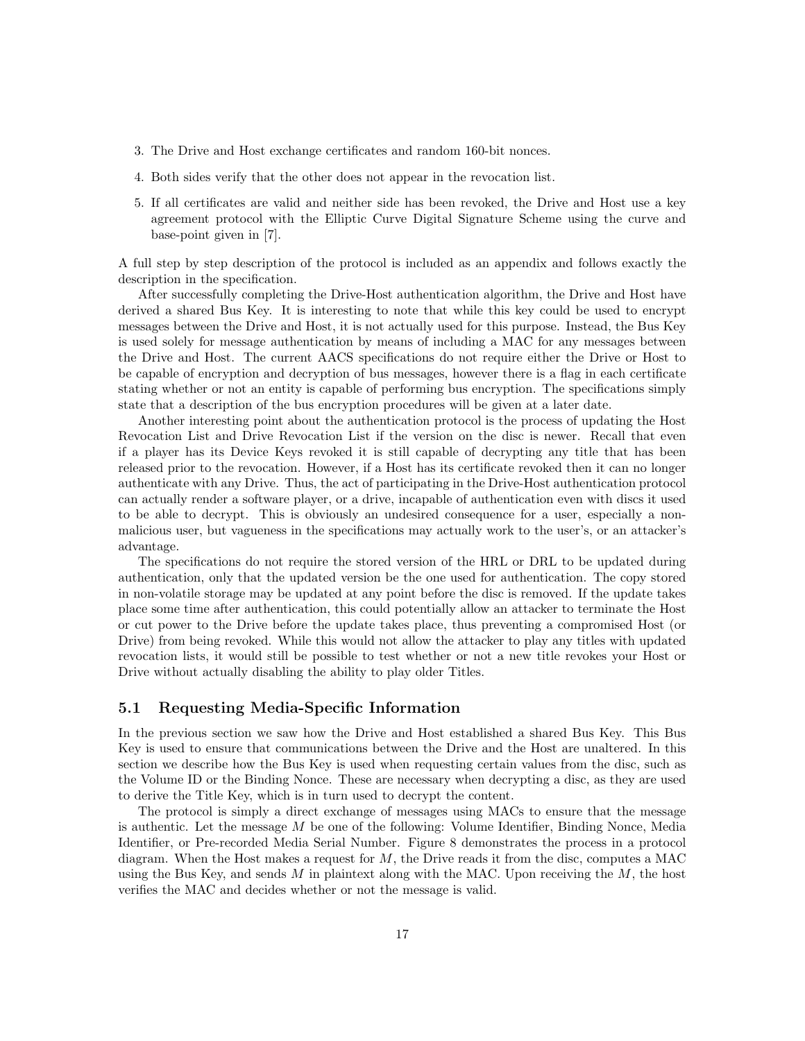3. The Drive and Host exchange certificates and random 160-bit nonces.

4. Both sides verify that the other does not appear in the revocation list.

5. If all certificates are valid and neither side has been revoked, the Drive and Host use a key agreement protocol with the Elliptic Curve Digital Signature Scheme using the curve and base-point given in [7].

A full step by step description of the protocol is included as an appendix and follows exactly the description in the specification.

After successfully completing the Drive-Host authentication algorithm, the Drive and Host have derived a shared Bus Key. It is interesting to note that while this key could be used to encrypt messages between the Drive and Host, it is not actually used for this purpose. Instead, the Bus Key is used solely for message authentication by means of including a MAC for any messages between the Drive and Host. The current AACS specifications do not require either the Drive or Host to be capable of encryption and decryption of bus messages, however there is a flag in each certificate stating whether or not an entity is capable of performing bus encryption. The specifications simply state that a description of the bus encryption procedures will be given at a later date.

Another interesting point about the authentication protocol is the process of updating the Host Revocation List and Drive Revocation List if the version on the disc is newer. Recall that even if a player has its Device Keys revoked it is still capable of decrypting any title that has been released prior to the revocation. However, if a Host has its certificate revoked then it can no longer authenticate with any Drive. Thus, the act of participating in the Drive-Host authentication protocol can actually render a software player, or a drive, incapable of authentication even with discs it used to be able to decrypt. This is obviously an undesired consequence for a user, especially a non-malicious user, but vagueness in the specifications may actually work to the user's, or an attacker's advantage.

The specifications do not require the stored version of the HRL or DRL to be updated during authentication, only that the updated version be the one used for authentication. The copy stored in non-volatile storage may be updated at any point before the disc is removed. If the update takes place some time after authentication, this could potentially allow an attacker to terminate the Host or cut power to the Drive before the update takes place, thus preventing a compromised Host (or Drive) from being revoked. While this would not allow the attacker to play any titles with updated revocation lists, it would still be possible to test whether or not a new title revokes your Host or Drive without actually disabling the ability to play older Titles.

## 5.1 Requesting Media-Specific Information

In the previous section we saw how the Drive and Host established a shared Bus Key. This Bus Key is used to ensure that communications between the Drive and the Host are unaltered. In this section we describe how the Bus Key is used when requesting certain values from the disc, such as the Volume ID or the Binding Nonce. These are necessary when decrypting a disc, as they are used to derive the Title Key, which is in turn used to decrypt the content.

The protocol is simply a direct exchange of messages using MACs to ensure that the message is authentic. Let the message $M$ be one of the following: Volume Identifier, Binding Nonce, Media Identifier, or Pre-recorded Media Serial Number. Figure 8 demonstrates the process in a protocol diagram. When the Host makes a request for $M$, the Drive reads it from the disc, computes a MAC using the Bus Key, and sends $M$ in plaintext along with the MAC. Upon receiving the $M$, the host verifies the MAC and decides whether or not the message is valid.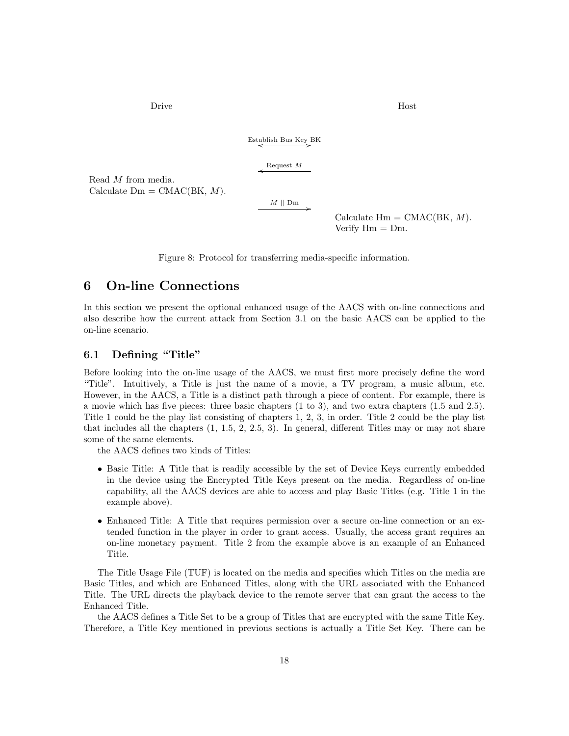Drive                                                                                                    Host

Establish Bus Key BK ⟷

Request $M$ ⟵

Read $M$ from media.
Calculate Dm = CMAC(BK, $M$).

$M$ || Dm ⟶

Calculate Hm = CMAC(BK, $M$).
Verify Hm = Dm.

Figure 8: Protocol for transferring media-specific information.

# 6 On-line Connections

In this section we present the optional enhanced usage of the AACS with on-line connections and also describe how the current attack from Section 3.1 on the basic AACS can be applied to the on-line scenario.

## 6.1 Defining "Title"

Before looking into the on-line usage of the AACS, we must first more precisely define the word "Title". Intuitively, a Title is just the name of a movie, a TV program, a music album, etc. However, in the AACS, a Title is a distinct path through a piece of content. For example, there is a movie which has five pieces: three basic chapters (1 to 3), and two extra chapters (1.5 and 2.5). Title 1 could be the play list consisting of chapters 1, 2, 3, in order. Title 2 could be the play list that includes all the chapters (1, 1.5, 2, 2.5, 3). In general, different Titles may or may not share some of the same elements.

the AACS defines two kinds of Titles:

- Basic Title: A Title that is readily accessible by the set of Device Keys currently embedded in the device using the Encrypted Title Keys present on the media. Regardless of on-line capability, all the AACS devices are able to access and play Basic Titles (e.g. Title 1 in the example above).
- Enhanced Title: A Title that requires permission over a secure on-line connection or an extended function in the player in order to grant access. Usually, the access grant requires an on-line monetary payment. Title 2 from the example above is an example of an Enhanced Title.

The Title Usage File (TUF) is located on the media and specifies which Titles on the media are Basic Titles, and which are Enhanced Titles, along with the URL associated with the Enhanced Title. The URL directs the playback device to the remote server that can grant the access to the Enhanced Title.

the AACS defines a Title Set to be a group of Titles that are encrypted with the same Title Key. Therefore, a Title Key mentioned in previous sections is actually a Title Set Key. There can be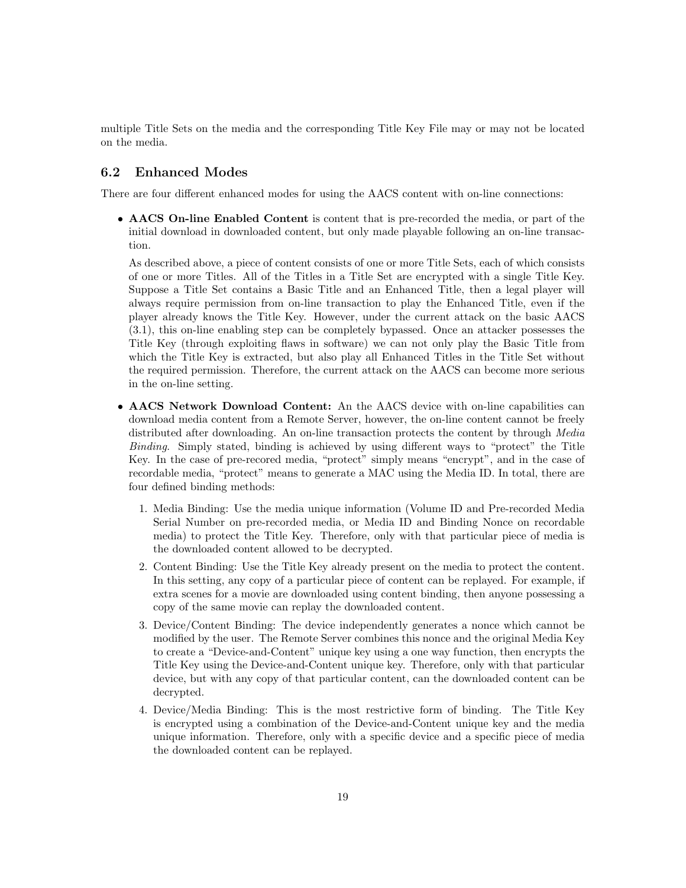multiple Title Sets on the media and the corresponding Title Key File may or may not be located on the media.

## 6.2 Enhanced Modes

There are four different enhanced modes for using the AACS content with on-line connections:

- **AACS On-line Enabled Content** is content that is pre-recorded the media, or part of the initial download in downloaded content, but only made playable following an on-line transaction.

  As described above, a piece of content consists of one or more Title Sets, each of which consists of one or more Titles. All of the Titles in a Title Set are encrypted with a single Title Key. Suppose a Title Set contains a Basic Title and an Enhanced Title, then a legal player will always require permission from on-line transaction to play the Enhanced Title, even if the player already knows the Title Key. However, under the current attack on the basic AACS (3.1), this on-line enabling step can be completely bypassed. Once an attacker possesses the Title Key (through exploiting flaws in software) we can not only play the Basic Title from which the Title Key is extracted, but also play all Enhanced Titles in the Title Set without the required permission. Therefore, the current attack on the AACS can become more serious in the on-line setting.

- **AACS Network Download Content:** An the AACS device with on-line capabilities can download media content from a Remote Server, however, the on-line content cannot be freely distributed after downloading. An on-line transaction protects the content by through *Media Binding*. Simply stated, binding is achieved by using different ways to "protect" the Title Key. In the case of pre-recored media, "protect" simply means "encrypt", and in the case of recordable media, "protect" means to generate a MAC using the Media ID. In total, there are four defined binding methods:

  1. Media Binding: Use the media unique information (Volume ID and Pre-recorded Media Serial Number on pre-recorded media, or Media ID and Binding Nonce on recordable media) to protect the Title Key. Therefore, only with that particular piece of media is the downloaded content allowed to be decrypted.
  2. Content Binding: Use the Title Key already present on the media to protect the content. In this setting, any copy of a particular piece of content can be replayed. For example, if extra scenes for a movie are downloaded using content binding, then anyone possessing a copy of the same movie can replay the downloaded content.
  3. Device/Content Binding: The device independently generates a nonce which cannot be modified by the user. The Remote Server combines this nonce and the original Media Key to create a "Device-and-Content" unique key using a one way function, then encrypts the Title Key using the Device-and-Content unique key. Therefore, only with that particular device, but with any copy of that particular content, can the downloaded content can be decrypted.
  4. Device/Media Binding: This is the most restrictive form of binding. The Title Key is encrypted using a combination of the Device-and-Content unique key and the media unique information. Therefore, only with a specific device and a specific piece of media the downloaded content can be replayed.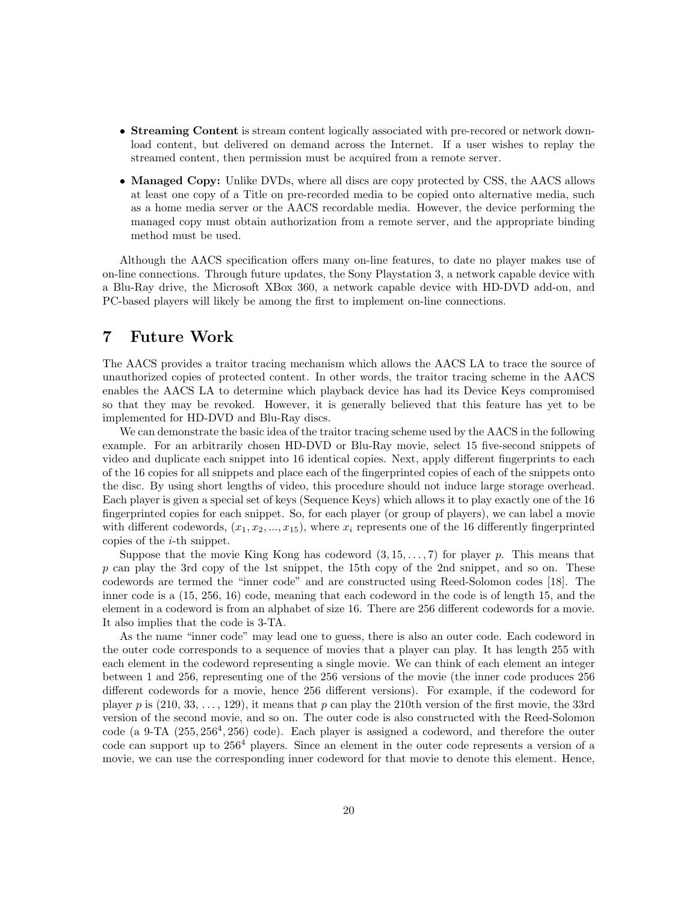- **Streaming Content** is stream content logically associated with pre-recored or network download content, but delivered on demand across the Internet. If a user wishes to replay the streamed content, then permission must be acquired from a remote server.
- **Managed Copy:** Unlike DVDs, where all discs are copy protected by CSS, the AACS allows at least one copy of a Title on pre-recorded media to be copied onto alternative media, such as a home media server or the AACS recordable media. However, the device performing the managed copy must obtain authorization from a remote server, and the appropriate binding method must be used.

Although the AACS specification offers many on-line features, to date no player makes use of on-line connections. Through future updates, the Sony Playstation 3, a network capable device with a Blu-Ray drive, the Microsoft XBox 360, a network capable device with HD-DVD add-on, and PC-based players will likely be among the first to implement on-line connections.

# 7 Future Work

The AACS provides a traitor tracing mechanism which allows the AACS LA to trace the source of unauthorized copies of protected content. In other words, the traitor tracing scheme in the AACS enables the AACS LA to determine which playback device has had its Device Keys compromised so that they may be revoked. However, it is generally believed that this feature has yet to be implemented for HD-DVD and Blu-Ray discs.

We can demonstrate the basic idea of the traitor tracing scheme used by the AACS in the following example. For an arbitrarily chosen HD-DVD or Blu-Ray movie, select 15 five-second snippets of video and duplicate each snippet into 16 identical copies. Next, apply different fingerprints to each of the 16 copies for all snippets and place each of the fingerprinted copies of each of the snippets onto the disc. By using short lengths of video, this procedure should not induce large storage overhead. Each player is given a special set of keys (Sequence Keys) which allows it to play exactly one of the 16 fingerprinted copies for each snippet. So, for each player (or group of players), we can label a movie with different codewords, $(x_1, x_2, ..., x_{15})$, where $x_i$ represents one of the 16 differently fingerprinted copies of the $i$-th snippet.

Suppose that the movie King Kong has codeword $(3, 15, \ldots, 7)$ for player $p$. This means that $p$ can play the 3rd copy of the 1st snippet, the 15th copy of the 2nd snippet, and so on. These codewords are termed the "inner code" and are constructed using Reed-Solomon codes [18]. The inner code is a (15, 256, 16) code, meaning that each codeword in the code is of length 15, and the element in a codeword is from an alphabet of size 16. There are 256 different codewords for a movie. It also implies that the code is 3-TA.

As the name "inner code" may lead one to guess, there is also an outer code. Each codeword in the outer code corresponds to a sequence of movies that a player can play. It has length 255 with each element in the codeword representing a single movie. We can think of each element an integer between 1 and 256, representing one of the 256 versions of the movie (the inner code produces 256 different codewords for a movie, hence 256 different versions). For example, if the codeword for player $p$ is (210, 33, ..., 129), it means that $p$ can play the 210th version of the first movie, the 33rd version of the second movie, and so on. The outer code is also constructed with the Reed-Solomon code (a 9-TA $(255, 256^4, 256)$ code). Each player is assigned a codeword, and therefore the outer code can support up to $256^4$ players. Since an element in the outer code represents a version of a movie, we can use the corresponding inner codeword for that movie to denote this element. Hence,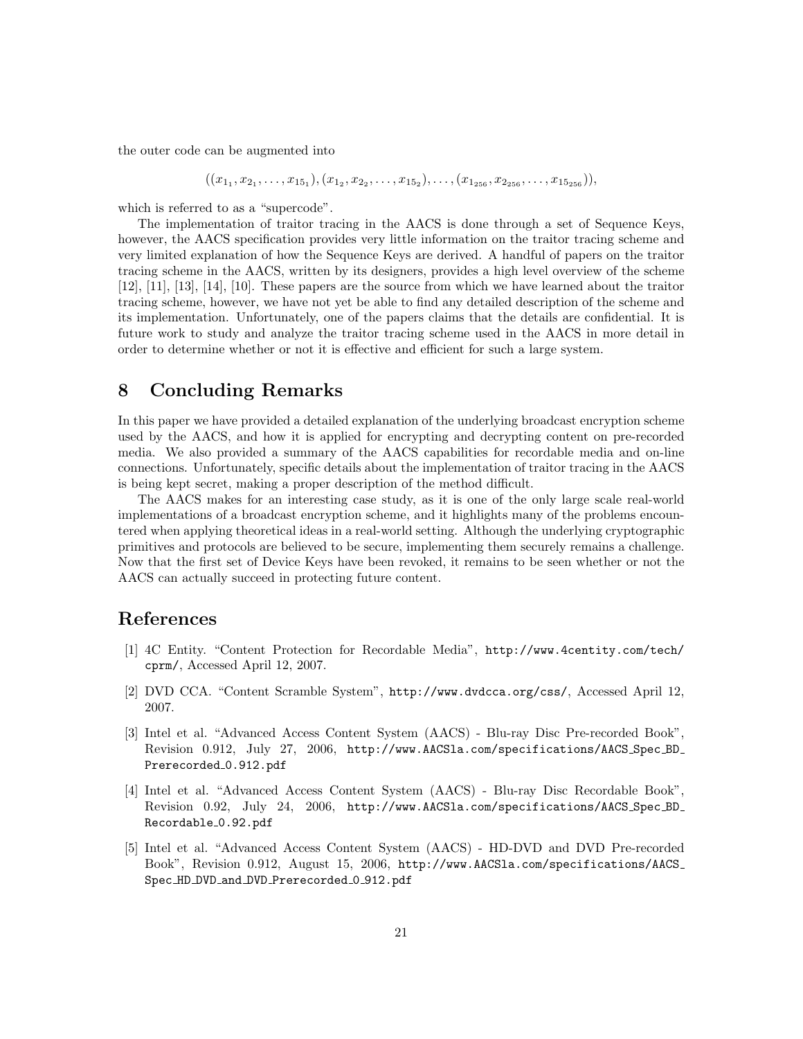the outer code can be augmented into

$$((x_{1_1}, x_{2_1}, \ldots, x_{15_1}), (x_{1_2}, x_{2_2}, \ldots, x_{15_2}), \ldots, (x_{1_{256}}, x_{2_{256}}, \ldots, x_{15_{256}})),$$

which is referred to as a "supercode".

The implementation of traitor tracing in the AACS is done through a set of Sequence Keys, however, the AACS specification provides very little information on the traitor tracing scheme and very limited explanation of how the Sequence Keys are derived. A handful of papers on the traitor tracing scheme in the AACS, written by its designers, provides a high level overview of the scheme [12], [11], [13], [14], [10]. These papers are the source from which we have learned about the traitor tracing scheme, however, we have not yet be able to find any detailed description of the scheme and its implementation. Unfortunately, one of the papers claims that the details are confidential. It is future work to study and analyze the traitor tracing scheme used in the AACS in more detail in order to determine whether or not it is effective and efficient for such a large system.

# 8 Concluding Remarks

In this paper we have provided a detailed explanation of the underlying broadcast encryption scheme used by the AACS, and how it is applied for encrypting and decrypting content on pre-recorded media. We also provided a summary of the AACS capabilities for recordable media and on-line connections. Unfortunately, specific details about the implementation of traitor tracing in the AACS is being kept secret, making a proper description of the method difficult.

The AACS makes for an interesting case study, as it is one of the only large scale real-world implementations of a broadcast encryption scheme, and it highlights many of the problems encountered when applying theoretical ideas in a real-world setting. Although the underlying cryptographic primitives and protocols are believed to be secure, implementing them securely remains a challenge. Now that the first set of Device Keys have been revoked, it remains to be seen whether or not the AACS can actually succeed in protecting future content.

# References

[1] 4C Entity. "Content Protection for Recordable Media", http://www.4centity.com/tech/cprm/, Accessed April 12, 2007.

[2] DVD CCA. "Content Scramble System", http://www.dvdcca.org/css/, Accessed April 12, 2007.

[3] Intel et al. "Advanced Access Content System (AACS) - Blu-ray Disc Pre-recorded Book", Revision 0.912, July 27, 2006, http://www.AACSla.com/specifications/AACS_Spec_BD_Prerecorded_0.912.pdf

[4] Intel et al. "Advanced Access Content System (AACS) - Blu-ray Disc Recordable Book", Revision 0.92, July 24, 2006, http://www.AACSla.com/specifications/AACS_Spec_BD_Recordable_0.92.pdf

[5] Intel et al. "Advanced Access Content System (AACS) - HD-DVD and DVD Pre-recorded Book", Revision 0.912, August 15, 2006, http://www.AACSla.com/specifications/AACS_Spec_HD_DVD_and_DVD_Prerecorded_0_912.pdf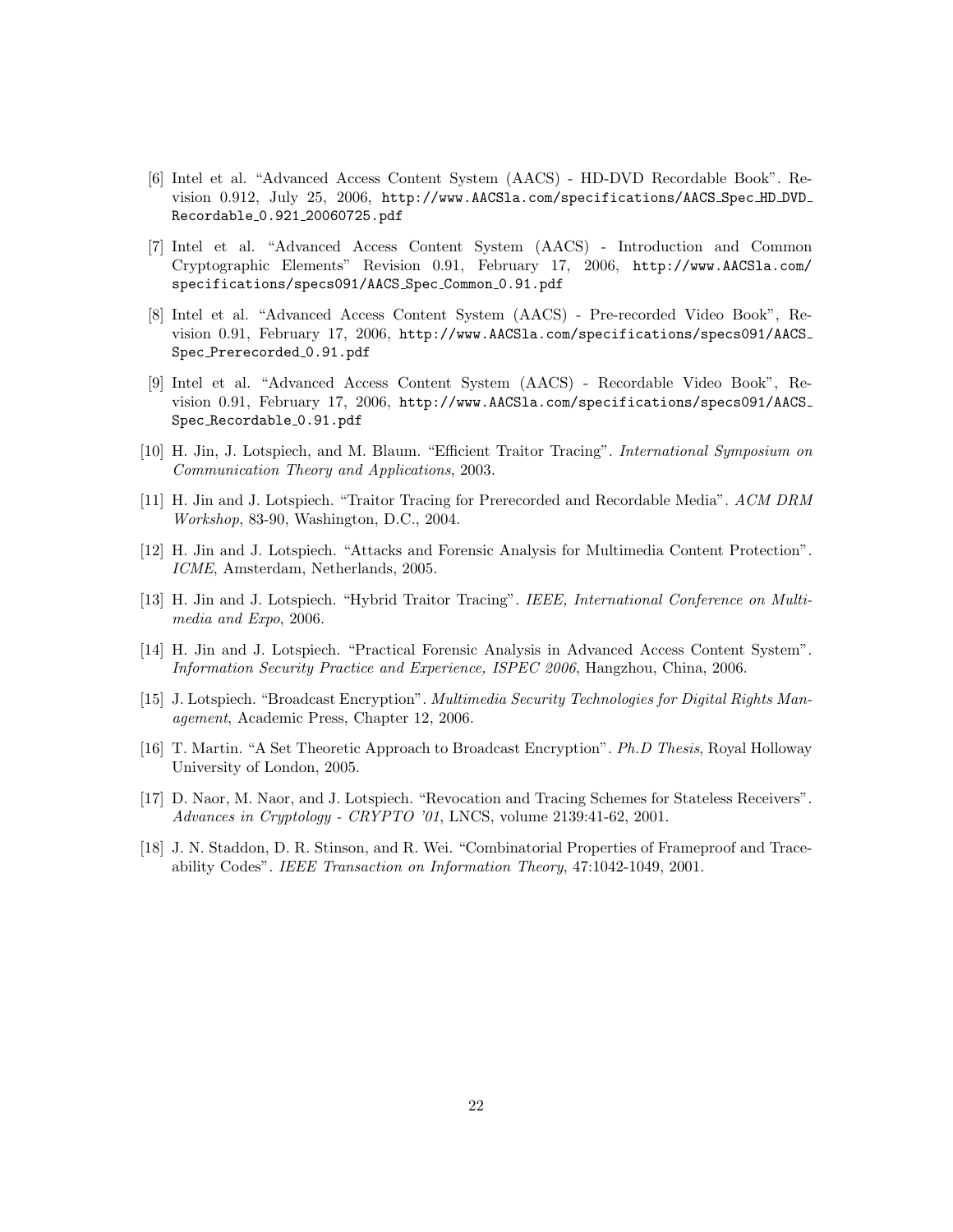[6] Intel et al. "Advanced Access Content System (AACS) - HD-DVD Recordable Book". Revision 0.912, July 25, 2006, http://www.AACSla.com/specifications/AACS_Spec_HD_DVD_Recordable_0.921_20060725.pdf

[7] Intel et al. "Advanced Access Content System (AACS) - Introduction and Common Cryptographic Elements" Revision 0.91, February 17, 2006, http://www.AACSla.com/specifications/specs091/AACS_Spec_Common_0.91.pdf

[8] Intel et al. "Advanced Access Content System (AACS) - Pre-recorded Video Book", Revision 0.91, February 17, 2006, http://www.AACSla.com/specifications/specs091/AACS_Spec_Prerecorded_0.91.pdf

[9] Intel et al. "Advanced Access Content System (AACS) - Recordable Video Book", Revision 0.91, February 17, 2006, http://www.AACSla.com/specifications/specs091/AACS_Spec_Recordable_0.91.pdf

[10] H. Jin, J. Lotspiech, and M. Blaum. "Efficient Traitor Tracing". *International Symposium on Communication Theory and Applications*, 2003.

[11] H. Jin and J. Lotspiech. "Traitor Tracing for Prerecorded and Recordable Media". *ACM DRM Workshop*, 83-90, Washington, D.C., 2004.

[12] H. Jin and J. Lotspiech. "Attacks and Forensic Analysis for Multimedia Content Protection". *ICME*, Amsterdam, Netherlands, 2005.

[13] H. Jin and J. Lotspiech. "Hybrid Traitor Tracing". *IEEE, International Conference on Multimedia and Expo*, 2006.

[14] H. Jin and J. Lotspiech. "Practical Forensic Analysis in Advanced Access Content System". *Information Security Practice and Experience, ISPEC 2006*, Hangzhou, China, 2006.

[15] J. Lotspiech. "Broadcast Encryption". *Multimedia Security Technologies for Digital Rights Management*, Academic Press, Chapter 12, 2006.

[16] T. Martin. "A Set Theoretic Approach to Broadcast Encryption". *Ph.D Thesis*, Royal Holloway University of London, 2005.

[17] D. Naor, M. Naor, and J. Lotspiech. "Revocation and Tracing Schemes for Stateless Receivers". *Advances in Cryptology - CRYPTO '01*, LNCS, volume 2139:41-62, 2001.

[18] J. N. Staddon, D. R. Stinson, and R. Wei. "Combinatorial Properties of Frameproof and Traceability Codes". *IEEE Transaction on Information Theory*, 47:1042-1049, 2001.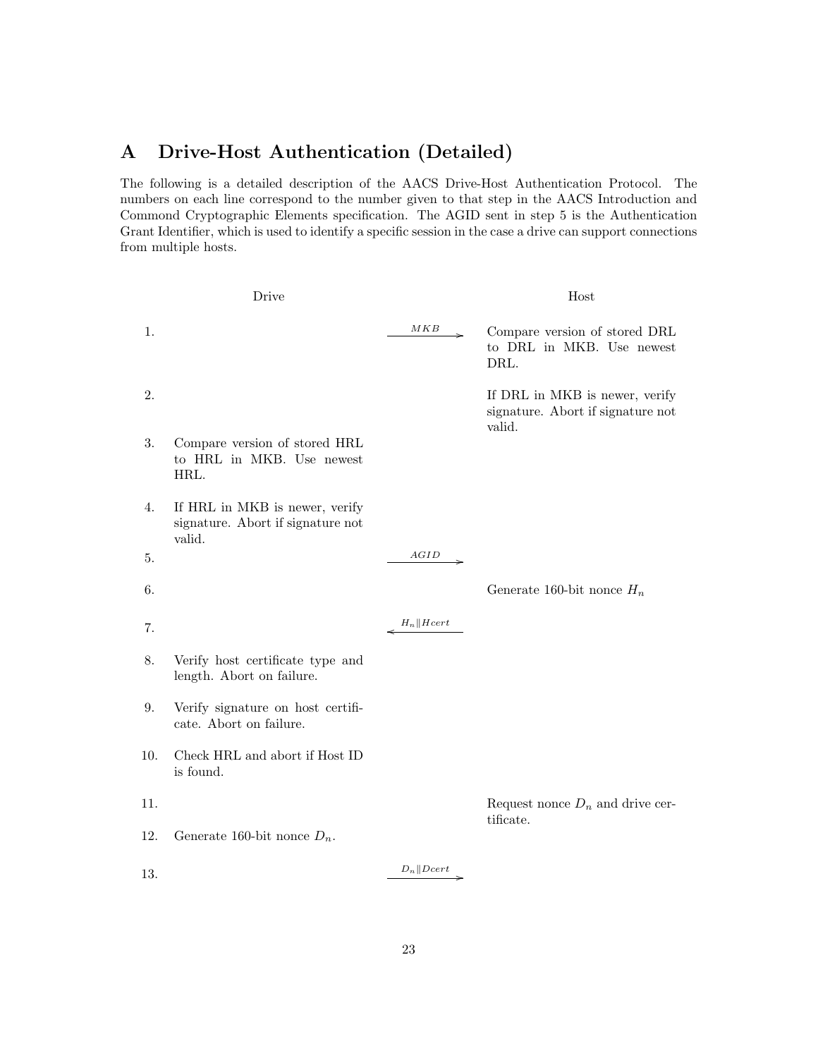# A Drive-Host Authentication (Detailed)

The following is a detailed description of the AACS Drive-Host Authentication Protocol. The numbers on each line correspond to the number given to that step in the AACS Introduction and Commond Cryptographic Elements specification. The AGID sent in step 5 is the Authentication Grant Identifier, which is used to identify a specific session in the case a drive can support connections from multiple hosts.

| | Drive | | Host |
|---|---|---|---|
| 1. | | $\xrightarrow{MKB}$ | Compare version of stored DRL to DRL in MKB. Use newest DRL. |
| 2. | | | If DRL in MKB is newer, verify signature. Abort if signature not valid. |
| 3. | Compare version of stored HRL to HRL in MKB. Use newest HRL. | | |
| 4. | If HRL in MKB is newer, verify signature. Abort if signature not valid. | | |
| 5. | | $\xrightarrow{AGID}$ | |
| 6. | | | Generate 160-bit nonce $H_n$ |
| 7. | | $\xleftarrow{H_n \| Hcert}$ | |
| 8. | Verify host certificate type and length. Abort on failure. | | |
| 9. | Verify signature on host certificate. Abort on failure. | | |
| 10. | Check HRL and abort if Host ID is found. | | |
| 11. | | | Request nonce $D_n$ and drive certificate. |
| 12. | Generate 160-bit nonce $D_n$. | | |
| 13. | | $\xrightarrow{D_n \| Dcert}$ | |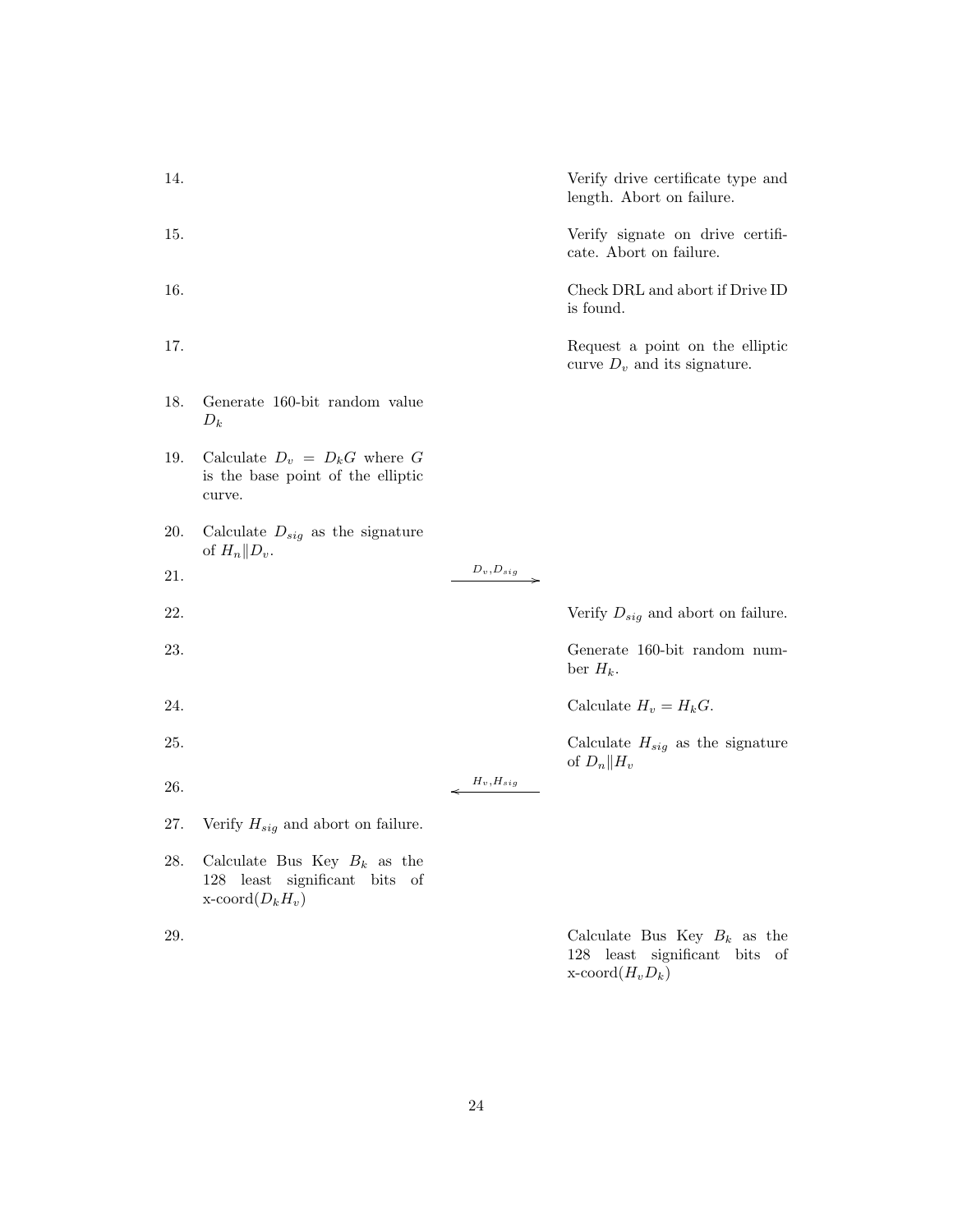| | | | |
|---|---|---|---|
| 14. | | | Verify drive certificate type and length. Abort on failure. |
| 15. | | | Verify signate on drive certificate. Abort on failure. |
| 16. | | | Check DRL and abort if Drive ID is found. |
| 17. | | | Request a point on the elliptic curve $D_v$ and its signature. |
| 18. | Generate 160-bit random value $D_k$ | | |
| 19. | Calculate $D_v = D_k G$ where $G$ is the base point of the elliptic curve. | | |
| 20. | Calculate $D_{sig}$ as the signature of $H_n \| D_v$. | | |
| 21. | | $\xrightarrow{D_v, D_{sig}}$ | |
| 22. | | | Verify $D_{sig}$ and abort on failure. |
| 23. | | | Generate 160-bit random number $H_k$. |
| 24. | | | Calculate $H_v = H_k G$. |
| 25. | | | Calculate $H_{sig}$ as the signature of $D_n \| H_v$ |
| 26. | | $\xleftarrow{H_v, H_{sig}}$ | |
| 27. | Verify $H_{sig}$ and abort on failure. | | |
| 28. | Calculate Bus Key $B_k$ as the 128 least significant bits of x-coord($D_k H_v$) | | |
| 29. | | | Calculate Bus Key $B_k$ as the 128 least significant bits of x-coord($H_v D_k$) |